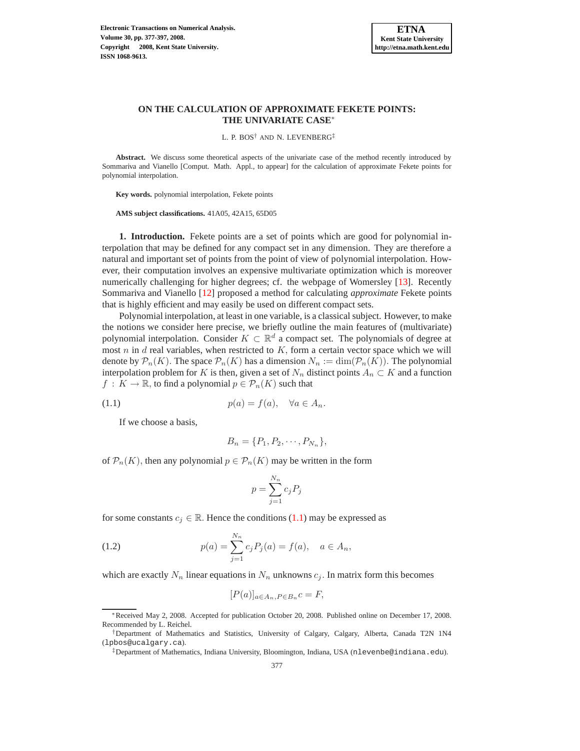# ON THE CALCULATION OF APPROXIMATE FEKETE POINTS: THE UNIVARIATE CASE*

L. P. BOS[†] AND N. LEVENBERG[‡]

**Abstract.** We discuss some theoretical aspects of the univariate case of the method recently introduced by Sommariva and Vianello [Comput. Math. Appl., to appear] for the calculation of approximate Fekete points for polynomial interpolation.

**Key words.** polynomial interpolation, Fekete points

**AMS subject classifications.** 41A05, 42A15, 65D05

**1. Introduction.** Fekete points are a set of points which are good for polynomial interpolation that may be defined for any compact set in any dimension. They are therefore a natural and important set of points from the point of view of polynomial interpolation. However, their computation involves an expensive multivariate optimization which is moreover numerically challenging for higher degrees; cf. the webpage of Womersley [13]. Recently Sommariva and Vianello [12] proposed a method for calculating *approximate* Fekete points that is highly efficient and may easily be used on different compact sets.

Polynomial interpolation, at least in one variable, is a classical subject. However, to make the notions we consider here precise, we briefly outline the main features of (multivariate) polynomial interpolation. Consider $K \subset \mathbb{R}^d$ a compact set. The polynomials of degree at most $n$ in $d$ real variables, when restricted to $K$, form a certain vector space which we will denote by $\mathcal{P}_n(K)$. The space $\mathcal{P}_n(K)$ has a dimension $N_n := \dim(\mathcal{P}_n(K))$. The polynomial interpolation problem for $K$ is then, given a set of $N_n$ distinct points $A_n \subset K$ and a function $f : K \to \mathbb{R}$, to find a polynomial $p \in \mathcal{P}_n(K)$ such that

$$p(a) = f(a), \quad \forall a \in A_n. \tag{1.1}$$

If we choose a basis,

$$B_n = \{P_1, P_2, \cdots, P_{N_n}\},$$

of $\mathcal{P}_n(K)$, then any polynomial $p \in \mathcal{P}_n(K)$ may be written in the form

$$p = \sum_{j=1}^{N_n} c_j P_j$$

for some constants $c_j \in \mathbb{R}$. Hence the conditions (1.1) may be expressed as

$$p(a) = \sum_{j=1}^{N_n} c_j P_j(a) = f(a), \quad a \in A_n, \tag{1.2}$$

which are exactly $N_n$ linear equations in $N_n$ unknowns $c_j$. In matrix form this becomes

$$[P(a)]_{a \in A_n, P \in B_n} c = F,$$

*Received May 2, 2008. Accepted for publication October 20, 2008. Published online on December 17, 2008. Recommended by L. Reichel.

[†]Department of Mathematics and Statistics, University of Calgary, Calgary, Alberta, Canada T2N 1N4 (lpbos@ucalgary.ca).

[‡]Department of Mathematics, Indiana University, Bloomington, Indiana, USA (nlevenbe@indiana.edu).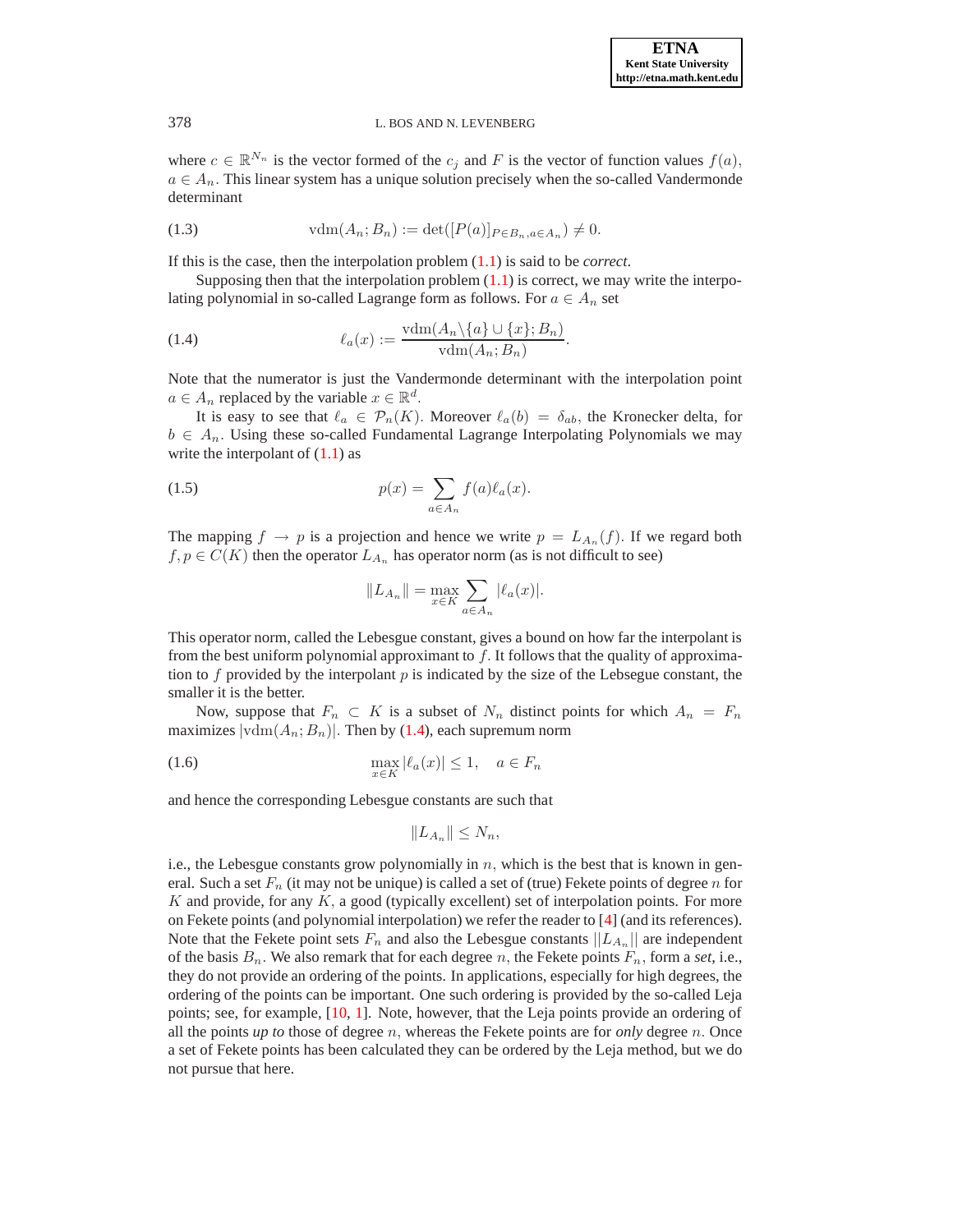where $c \in \mathbb{R}^{N_n}$ is the vector formed of the $c_j$ and $F$ is the vector of function values $f(a)$, $a \in A_n$. This linear system has a unique solution precisely when the so-called Vandermonde determinant

$$\text{vdm}(A_n; B_n) := \det([P(a)]_{P \in B_n, a \in A_n}) \neq 0. \tag{1.3}$$

If this is the case, then the interpolation problem (1.1) is said to be *correct*.

Supposing then that the interpolation problem (1.1) is correct, we may write the interpolating polynomial in so-called Lagrange form as follows. For $a \in A_n$ set

$$\ell_a(x) := \frac{\text{vdm}(A_n \backslash \{a\} \cup \{x\}; B_n)}{\text{vdm}(A_n; B_n)}. \tag{1.4}$$

Note that the numerator is just the Vandermonde determinant with the interpolation point $a \in A_n$ replaced by the variable $x \in \mathbb{R}^d$.

It is easy to see that $\ell_a \in \mathcal{P}_n(K)$. Moreover $\ell_a(b) = \delta_{ab}$, the Kronecker delta, for $b \in A_n$. Using these so-called Fundamental Lagrange Interpolating Polynomials we may write the interpolant of (1.1) as

$$p(x) = \sum_{a \in A_n} f(a)\ell_a(x). \tag{1.5}$$

The mapping $f \to p$ is a projection and hence we write $p = L_{A_n}(f)$. If we regard both $f, p \in C(K)$ then the operator $L_{A_n}$ has operator norm (as is not difficult to see)

$$\|L_{A_n}\| = \max_{x \in K} \sum_{a \in A_n} |\ell_a(x)|.$$

This operator norm, called the Lebesgue constant, gives a bound on how far the interpolant is from the best uniform polynomial approximant to $f$. It follows that the quality of approximation to $f$ provided by the interpolant $p$ is indicated by the size of the Lebsegue constant, the smaller it is the better.

Now, suppose that $F_n \subset K$ is a subset of $N_n$ distinct points for which $A_n = F_n$ maximizes $|\text{vdm}(A_n; B_n)|$. Then by (1.4), each supremum norm

$$\max_{x \in K} |\ell_a(x)| \leq 1, \quad a \in F_n \tag{1.6}$$

and hence the corresponding Lebesgue constants are such that

$$\|L_{A_n}\| \leq N_n,$$

i.e., the Lebesgue constants grow polynomially in $n$, which is the best that is known in general. Such a set $F_n$ (it may not be unique) is called a set of (true) Fekete points of degree $n$ for $K$ and provide, for any $K$, a good (typically excellent) set of interpolation points. For more on Fekete points (and polynomial interpolation) we refer the reader to [4] (and its references). Note that the Fekete point sets $F_n$ and also the Lebesgue constants $||L_{A_n}||$ are independent of the basis $B_n$. We also remark that for each degree $n$, the Fekete points $F_n$, form a *set*, i.e., they do not provide an ordering of the points. In applications, especially for high degrees, the ordering of the points can be important. One such ordering is provided by the so-called Leja points; see, for example, [10, 1]. Note, however, that the Leja points provide an ordering of all the points *up to* those of degree $n$, whereas the Fekete points are for *only* degree $n$. Once a set of Fekete points has been calculated they can be ordered by the Leja method, but we do not pursue that here.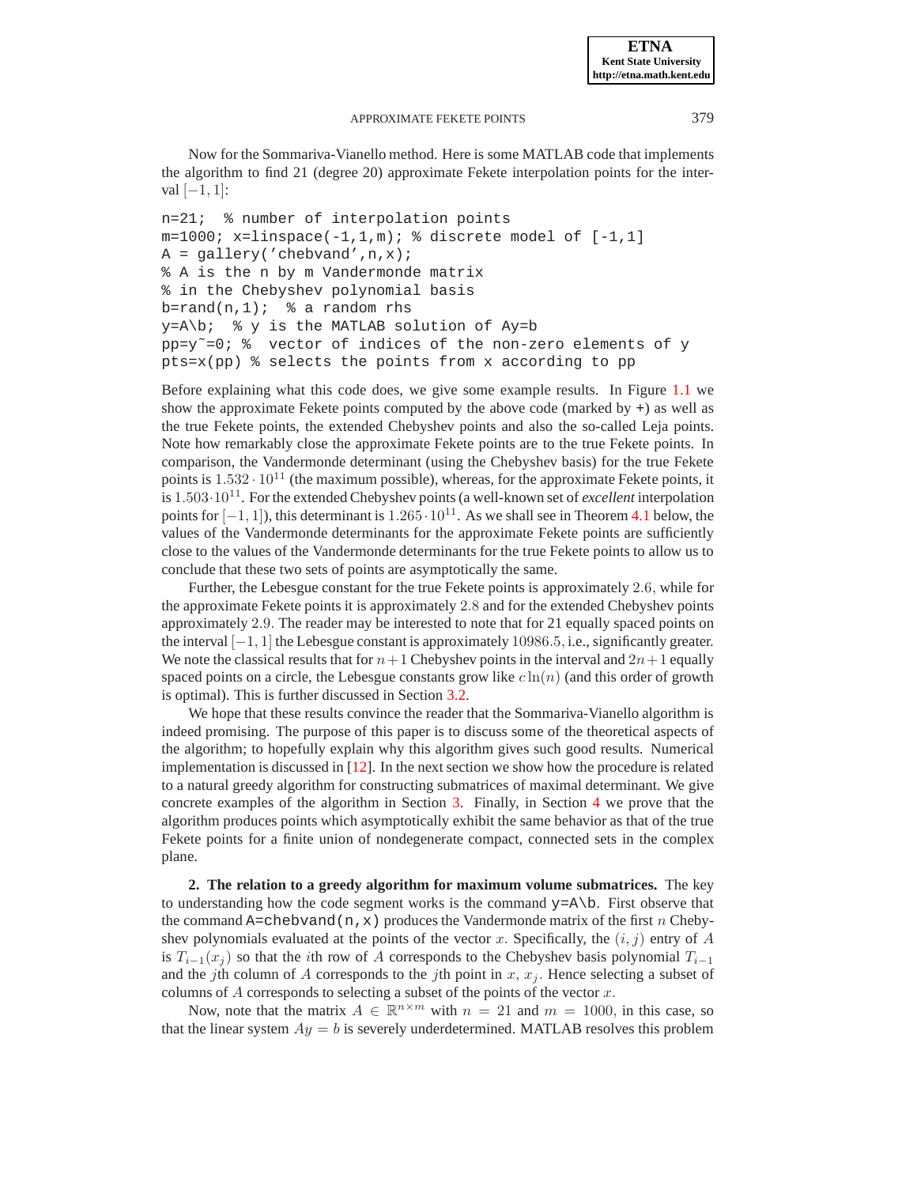Now for the Sommariva-Vianello method. Here is some MATLAB code that implements the algorithm to find 21 (degree 20) approximate Fekete interpolation points for the interval $[-1, 1]$:

```
n=21;  % number of interpolation points
m=1000; x=linspace(-1,1,m); % discrete model of [-1,1]
A = gallery('chebvand',n,x);
% A is the n by m Vandermonde matrix
% in the Chebyshev polynomial basis
b=rand(n,1);  % a random rhs
y=A\b;  % y is the MATLAB solution of Ay=b
pp=y~=0; %  vector of indices of the non-zero elements of y
pts=x(pp) % selects the points from x according to pp
```

Before explaining what this code does, we give some example results. In Figure 1.1 we show the approximate Fekete points computed by the above code (marked by +) as well as the true Fekete points, the extended Chebyshev points and also the so-called Leja points. Note how remarkably close the approximate Fekete points are to the true Fekete points. In comparison, the Vandermonde determinant (using the Chebyshev basis) for the true Fekete points is $1.532 \cdot 10^{11}$ (the maximum possible), whereas, for the approximate Fekete points, it is $1.503 \cdot 10^{11}$. For the extended Chebyshev points (a well-known set of *excellent* interpolation points for $[-1, 1]$), this determinant is $1.265 \cdot 10^{11}$. As we shall see in Theorem 4.1 below, the values of the Vandermonde determinants for the approximate Fekete points are sufficiently close to the values of the Vandermonde determinants for the true Fekete points to allow us to conclude that these two sets of points are asymptotically the same.

Further, the Lebesgue constant for the true Fekete points is approximately $2.6$, while for the approximate Fekete points it is approximately $2.8$ and for the extended Chebyshev points approximately $2.9$. The reader may be interested to note that for 21 equally spaced points on the interval $[-1, 1]$ the Lebesgue constant is approximately $10986.5$, i.e., significantly greater. We note the classical results that for $n+1$ Chebyshev points in the interval and $2n+1$ equally spaced points on a circle, the Lebesgue constants grow like $c \ln(n)$ (and this order of growth is optimal). This is further discussed in Section 3.2.

We hope that these results convince the reader that the Sommariva-Vianello algorithm is indeed promising. The purpose of this paper is to discuss some of the theoretical aspects of the algorithm; to hopefully explain why this algorithm gives such good results. Numerical implementation is discussed in [12]. In the next section we show how the procedure is related to a natural greedy algorithm for constructing submatrices of maximal determinant. We give concrete examples of the algorithm in Section 3. Finally, in Section 4 we prove that the algorithm produces points which asymptotically exhibit the same behavior as that of the true Fekete points for a finite union of nondegenerate compact, connected sets in the complex plane.

## 2. The relation to a greedy algorithm for maximum volume submatrices.

The key to understanding how the code segment works is the command `y=A\b`. First observe that the command `A=chebvand(n,x)` produces the Vandermonde matrix of the first $n$ Chebyshev polynomials evaluated at the points of the vector $x$. Specifically, the $(i, j)$ entry of $A$ is $T_{i-1}(x_j)$ so that the $i$th row of $A$ corresponds to the Chebyshev basis polynomial $T_{i-1}$ and the $j$th column of $A$ corresponds to the $j$th point in $x$, $x_j$. Hence selecting a subset of columns of $A$ corresponds to selecting a subset of the points of the vector $x$.

Now, note that the matrix $A \in \mathbb{R}^{n \times m}$ with $n = 21$ and $m = 1000$, in this case, so that the linear system $Ay = b$ is severely underdetermined. MATLAB resolves this problem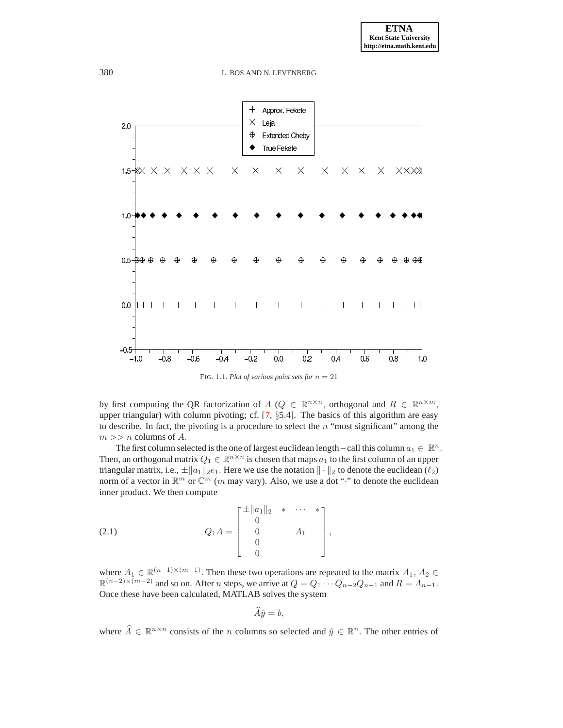FIG. 1.1. *Plot of various point sets for* $n = 21$

by first computing the QR factorization of $A$ ($Q \in \mathbb{R}^{n\times n}$, orthogonal and $R \in \mathbb{R}^{n\times m}$, upper triangular) with column pivoting; cf. [7, §5.4]. The basics of this algorithm are easy to describe. In fact, the pivoting is a procedure to select the $n$ "most significant" among the $m >> n$ columns of $A$.

The first column selected is the one of largest euclidean length – call this column $a_1 \in \mathbb{R}^n$. Then, an orthogonal matrix $Q_1 \in \mathbb{R}^{n\times n}$ is chosen that maps $a_1$ to the first column of an upper triangular matrix, i.e., $\pm\|a_1\|_2 e_1$. Here we use the notation $\|\cdot\|_2$ to denote the euclidean ($\ell_2$) norm of a vector in $\mathbb{R}^m$ or $\mathbb{C}^m$ ($m$ may vary). Also, we use a dot "$\cdot$" to denote the euclidean inner product. We then compute

$$
Q_1 A = \begin{bmatrix} \pm\|a_1\|_2 & * & \cdots & * \\ 0 & & & \\ 0 & & A_1 & \\ 0 & & & \\ 0 & & & \end{bmatrix}, \tag{2.1}
$$

where $A_1 \in \mathbb{R}^{(n-1)\times(m-1)}$. Then these two operations are repeated to the matrix $A_1$, $A_2 \in \mathbb{R}^{(n-2)\times(m-2)}$ and so on. After $n$ steps, we arrive at $Q = Q_1 \cdots Q_{n-2} Q_{n-1}$ and $R = A_{n-1}$. Once these have been calculated, MATLAB solves the system

$$
\widehat{A}\hat{y} = b,
$$

where $\widehat{A} \in \mathbb{R}^{n\times n}$ consists of the $n$ columns so selected and $\hat{y} \in \mathbb{R}^n$. The other entries of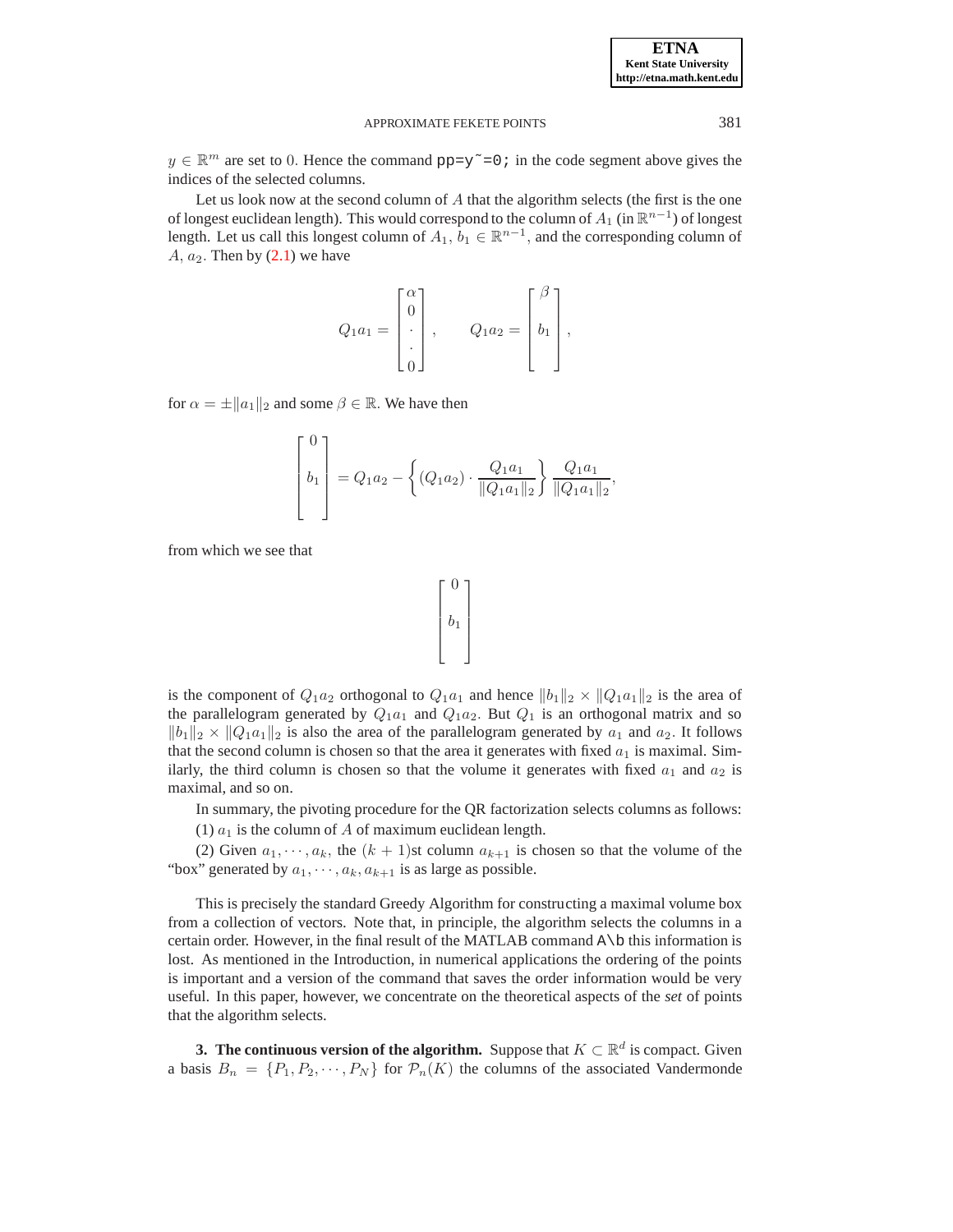$y \in \mathbb{R}^m$ are set to 0. Hence the command `pp=y~=0;` in the code segment above gives the indices of the selected columns.

Let us look now at the second column of $A$ that the algorithm selects (the first is the one of longest euclidean length). This would correspond to the column of $A_1$ (in $\mathbb{R}^{n-1}$) of longest length. Let us call this longest column of $A_1$, $b_1 \in \mathbb{R}^{n-1}$, and the corresponding column of $A$, $a_2$. Then by (2.1) we have

$$Q_1 a_1 = \begin{bmatrix} \alpha \\ 0 \\ \cdot \\ \cdot \\ 0 \end{bmatrix}, \qquad Q_1 a_2 = \begin{bmatrix} \beta \\ \\ b_1 \\ \\ \end{bmatrix},$$

for $\alpha = \pm \|a_1\|_2$ and some $\beta \in \mathbb{R}$. We have then

$$\begin{bmatrix} 0 \\ \\ b_1 \\ \\ \end{bmatrix} = Q_1 a_2 - \left\{ (Q_1 a_2) \cdot \frac{Q_1 a_1}{\|Q_1 a_1\|_2} \right\} \frac{Q_1 a_1}{\|Q_1 a_1\|_2},$$

from which we see that

$$\begin{bmatrix} 0 \\ \\ b_1 \\ \\ \end{bmatrix}$$

is the component of $Q_1 a_2$ orthogonal to $Q_1 a_1$ and hence $\|b_1\|_2 \times \|Q_1 a_1\|_2$ is the area of the parallelogram generated by $Q_1 a_1$ and $Q_1 a_2$. But $Q_1$ is an orthogonal matrix and so $\|b_1\|_2 \times \|Q_1 a_1\|_2$ is also the area of the parallelogram generated by $a_1$ and $a_2$. It follows that the second column is chosen so that the area it generates with fixed $a_1$ is maximal. Similarly, the third column is chosen so that the volume it generates with fixed $a_1$ and $a_2$ is maximal, and so on.

In summary, the pivoting procedure for the QR factorization selects columns as follows:

(1) $a_1$ is the column of $A$ of maximum euclidean length.

(2) Given $a_1, \cdots, a_k$, the $(k+1)$st column $a_{k+1}$ is chosen so that the volume of the "box" generated by $a_1, \cdots, a_k, a_{k+1}$ is as large as possible.

This is precisely the standard Greedy Algorithm for constructing a maximal volume box from a collection of vectors. Note that, in principle, the algorithm selects the columns in a certain order. However, in the final result of the MATLAB command `A\b` this information is lost. As mentioned in the Introduction, in numerical applications the ordering of the points is important and a version of the command that saves the order information would be very useful. In this paper, however, we concentrate on the theoretical aspects of the *set* of points that the algorithm selects.

**3. The continuous version of the algorithm.** Suppose that $K \subset \mathbb{R}^d$ is compact. Given a basis $B_n = \{P_1, P_2, \cdots, P_N\}$ for $\mathcal{P}_n(K)$ the columns of the associated Vandermonde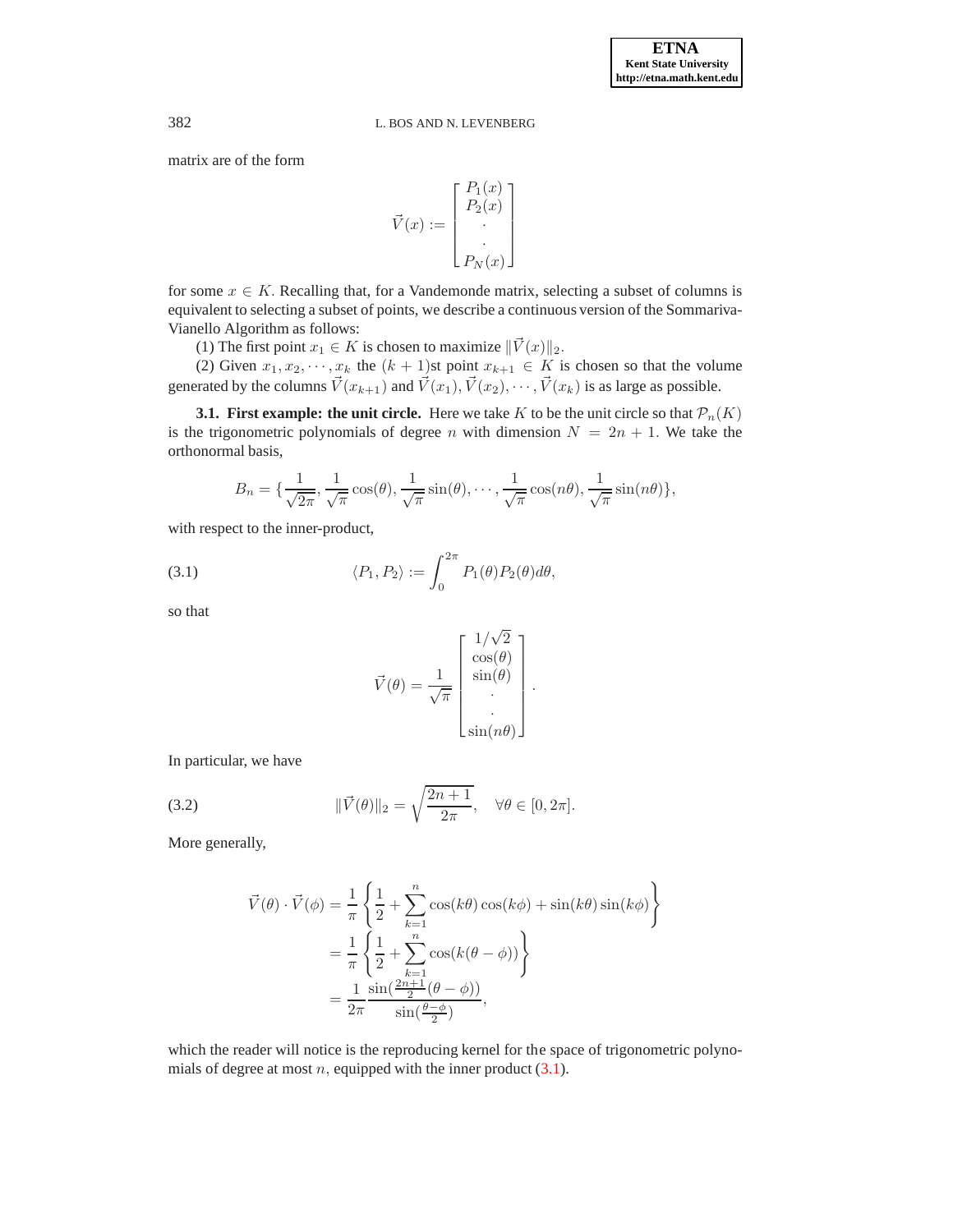matrix are of the form

$$\vec{V}(x) := \begin{bmatrix} P_1(x) \\ P_2(x) \\ \cdot \\ \cdot \\ P_N(x) \end{bmatrix}$$

for some $x \in K$. Recalling that, for a Vandemonde matrix, selecting a subset of columns is equivalent to selecting a subset of points, we describe a continuous version of the Sommariva-Vianello Algorithm as follows:

(1) The first point $x_1 \in K$ is chosen to maximize $\|\vec{V}(x)\|_2$.

(2) Given $x_1, x_2, \cdots, x_k$ the $(k+1)$st point $x_{k+1} \in K$ is chosen so that the volume generated by the columns $\vec{V}(x_{k+1})$ and $\vec{V}(x_1), \vec{V}(x_2), \cdots, \vec{V}(x_k)$ is as large as possible.

**3.1. First example: the unit circle.** Here we take $K$ to be the unit circle so that $\mathcal{P}_n(K)$ is the trigonometric polynomials of degree $n$ with dimension $N = 2n+1$. We take the orthonormal basis,

$$B_n = \{\frac{1}{\sqrt{2\pi}}, \frac{1}{\sqrt{\pi}}\cos(\theta), \frac{1}{\sqrt{\pi}}\sin(\theta), \cdots, \frac{1}{\sqrt{\pi}}\cos(n\theta), \frac{1}{\sqrt{\pi}}\sin(n\theta)\},$$

with respect to the inner-product,

$$\langle P_1, P_2 \rangle := \int_0^{2\pi} P_1(\theta)P_2(\theta)d\theta, \tag{3.1}$$

so that

$$\vec{V}(\theta) = \frac{1}{\sqrt{\pi}} \begin{bmatrix} 1/\sqrt{2} \\ \cos(\theta) \\ \sin(\theta) \\ \cdot \\ \cdot \\ \sin(n\theta) \end{bmatrix}.$$

In particular, we have

$$\|\vec{V}(\theta)\|_2 = \sqrt{\frac{2n+1}{2\pi}}, \quad \forall \theta \in [0, 2\pi]. \tag{3.2}$$

More generally,

$$\begin{aligned}
\vec{V}(\theta) \cdot \vec{V}(\phi) &= \frac{1}{\pi}\left\{\frac{1}{2} + \sum_{k=1}^{n} \cos(k\theta)\cos(k\phi) + \sin(k\theta)\sin(k\phi)\right\} \\
&= \frac{1}{\pi}\left\{\frac{1}{2} + \sum_{k=1}^{n} \cos(k(\theta - \phi))\right\} \\
&= \frac{1}{2\pi}\frac{\sin(\frac{2n+1}{2}(\theta - \phi))}{\sin(\frac{\theta - \phi}{2})},
\end{aligned}$$

which the reader will notice is the reproducing kernel for the space of trigonometric polynomials of degree at most $n$, equipped with the inner product (3.1).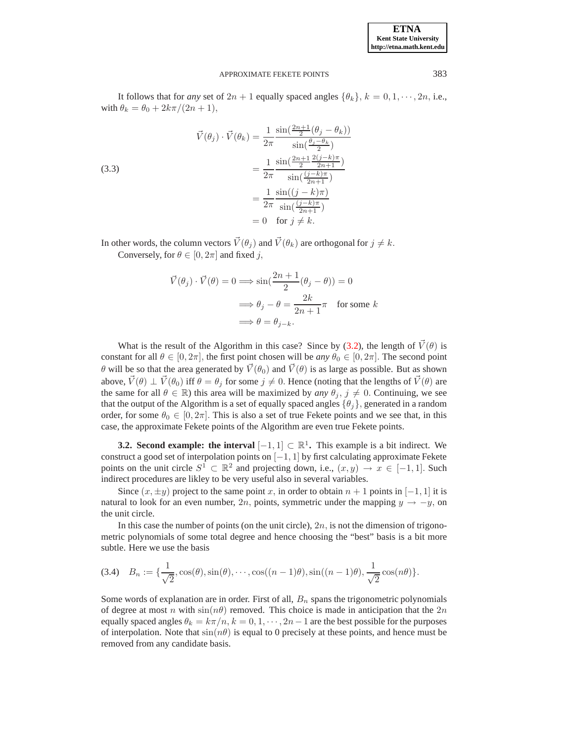It follows that for *any* set of $2n+1$ equally spaced angles $\{\theta_k\}$, $k=0,1,\cdots,2n$, i.e., with $\theta_k = \theta_0 + 2k\pi/(2n+1)$,

$$
\begin{aligned}
\vec{V}(\theta_j)\cdot\vec{V}(\theta_k) &= \frac{1}{2\pi}\frac{\sin(\frac{2n+1}{2}(\theta_j-\theta_k))}{\sin(\frac{\theta_j-\theta_k}{2})} \\
&= \frac{1}{2\pi}\frac{\sin(\frac{2n+1}{2}\frac{2(j-k)\pi}{2n+1})}{\sin(\frac{(j-k)\pi}{2n+1})} \\
&= \frac{1}{2\pi}\frac{\sin((j-k)\pi)}{\sin(\frac{(j-k)\pi}{2n+1})} \\
&= 0 \quad \text{for } j\neq k.
\end{aligned}
\tag{3.3}
$$

In other words, the column vectors $\vec{V}(\theta_j)$ and $\vec{V}(\theta_k)$ are orthogonal for $j\neq k$.

Conversely, for $\theta\in[0,2\pi]$ and fixed $j$,

$$
\begin{aligned}
\vec{V}(\theta_j)\cdot\vec{V}(\theta)=0 &\Longrightarrow \sin(\frac{2n+1}{2}(\theta_j-\theta))=0 \\
&\Longrightarrow \theta_j-\theta=\frac{2k}{2n+1}\pi \quad \text{for some } k \\
&\Longrightarrow \theta=\theta_{j-k}.
\end{aligned}
$$

What is the result of the Algorithm in this case? Since by (3.2), the length of $\vec{V}(\theta)$ is constant for all $\theta\in[0,2\pi]$, the first point chosen will be *any* $\theta_0\in[0,2\pi]$. The second point $\theta$ will be so that the area generated by $\vec{V}(\theta_0)$ and $\vec{V}(\theta)$ is as large as possible. But as shown above, $\vec{V}(\theta)\perp\vec{V}(\theta_0)$ iff $\theta=\theta_j$ for some $j\neq 0$. Hence (noting that the lengths of $\vec{V}(\theta)$ are the same for all $\theta\in\mathbb{R}$) this area will be maximized by *any* $\theta_j$, $j\neq 0$. Continuing, we see that the output of the Algorithm is a set of equally spaced angles $\{\theta_j\}$, generated in a random order, for some $\theta_0\in[0,2\pi]$. This is also a set of true Fekete points and we see that, in this case, the approximate Fekete points of the Algorithm are even true Fekete points.

**3.2. Second example: the interval $[-1,1]\subset\mathbb{R}^1$.** This example is a bit indirect. We construct a good set of interpolation points on $[-1,1]$ by first calculating approximate Fekete points on the unit circle $S^1\subset\mathbb{R}^2$ and projecting down, i.e., $(x,y)\to x\in[-1,1]$. Such indirect procedures are likley to be very useful also in several variables.

Since $(x,\pm y)$ project to the same point $x$, in order to obtain $n+1$ points in $[-1,1]$ it is natural to look for an even number, $2n$, points, symmetric under the mapping $y\to -y$, on the unit circle.

In this case the number of points (on the unit circle), $2n$, is not the dimension of trigonometric polynomials of some total degree and hence choosing the "best" basis is a bit more subtle. Here we use the basis

$$
B_n := \{\frac{1}{\sqrt{2}},\cos(\theta),\sin(\theta),\cdots,\cos((n-1)\theta),\sin((n-1)\theta),\frac{1}{\sqrt{2}}\cos(n\theta)\}. \tag{3.4}
$$

Some words of explanation are in order. First of all, $B_n$ spans the trigonometric polynomials of degree at most $n$ with $\sin(n\theta)$ removed. This choice is made in anticipation that the $2n$ equally spaced angles $\theta_k = k\pi/n$, $k=0,1,\cdots,2n-1$ are the best possible for the purposes of interpolation. Note that $\sin(n\theta)$ is equal to 0 precisely at these points, and hence must be removed from any candidate basis.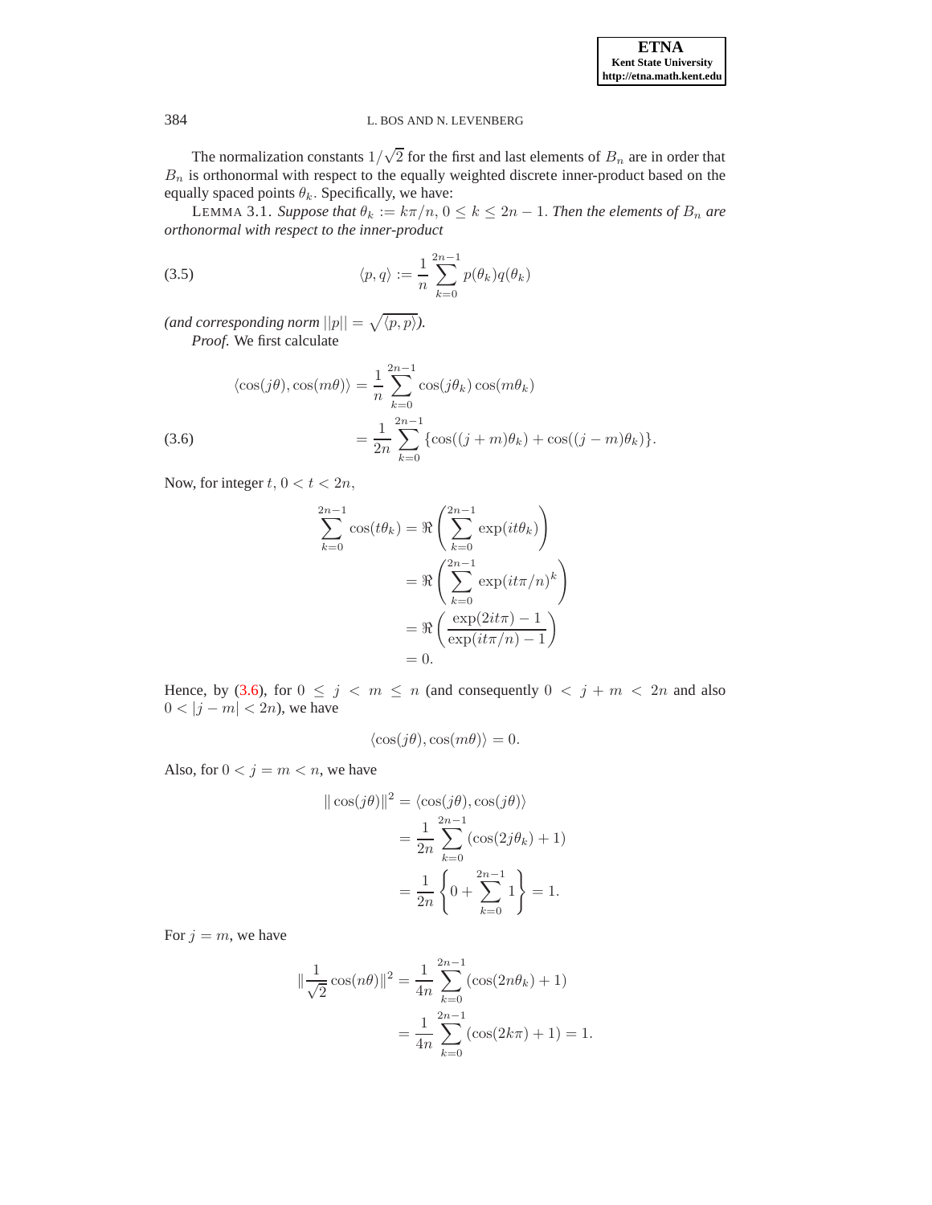The normalization constants $1/\sqrt{2}$ for the first and last elements of $B_n$ are in order that $B_n$ is orthonormal with respect to the equally weighted discrete inner-product based on the equally spaced points $\theta_k$. Specifically, we have:

LEMMA 3.1. *Suppose that $\theta_k := k\pi/n$, $0 \le k \le 2n-1$. Then the elements of $B_n$ are orthonormal with respect to the inner-product*

$$\langle p, q\rangle := \frac{1}{n}\sum_{k=0}^{2n-1} p(\theta_k)q(\theta_k) \tag{3.5}$$

*(and corresponding norm $||p|| = \sqrt{\langle p, p\rangle}$).*

*Proof.* We first calculate

$$\begin{aligned}
\langle \cos(j\theta), \cos(m\theta)\rangle &= \frac{1}{n}\sum_{k=0}^{2n-1}\cos(j\theta_k)\cos(m\theta_k) \\
&= \frac{1}{2n}\sum_{k=0}^{2n-1}\{\cos((j+m)\theta_k) + \cos((j-m)\theta_k)\}.
\end{aligned} \tag{3.6}$$

Now, for integer $t$, $0 < t < 2n$,

$$\begin{aligned}
\sum_{k=0}^{2n-1}\cos(t\theta_k) &= \Re\left(\sum_{k=0}^{2n-1}\exp(it\theta_k)\right) \\
&= \Re\left(\sum_{k=0}^{2n-1}\exp(it\pi/n)^k\right) \\
&= \Re\left(\frac{\exp(2it\pi)-1}{\exp(it\pi/n)-1}\right) \\
&= 0.
\end{aligned}$$

Hence, by (3.6), for $0 \le j < m \le n$ (and consequently $0 < j+m < 2n$ and also $0 < |j-m| < 2n$), we have

$$\langle \cos(j\theta), \cos(m\theta)\rangle = 0.$$

Also, for $0 < j = m < n$, we have

$$\begin{aligned}
\|\cos(j\theta)\|^2 &= \langle \cos(j\theta), \cos(j\theta)\rangle \\
&= \frac{1}{2n}\sum_{k=0}^{2n-1}(\cos(2j\theta_k)+1) \\
&= \frac{1}{2n}\left\{0 + \sum_{k=0}^{2n-1}1\right\} = 1.
\end{aligned}$$

For $j = m$, we have

$$\begin{aligned}
\|\frac{1}{\sqrt{2}}\cos(n\theta)\|^2 &= \frac{1}{4n}\sum_{k=0}^{2n-1}(\cos(2n\theta_k)+1) \\
&= \frac{1}{4n}\sum_{k=0}^{2n-1}(\cos(2k\pi)+1) = 1.
\end{aligned}$$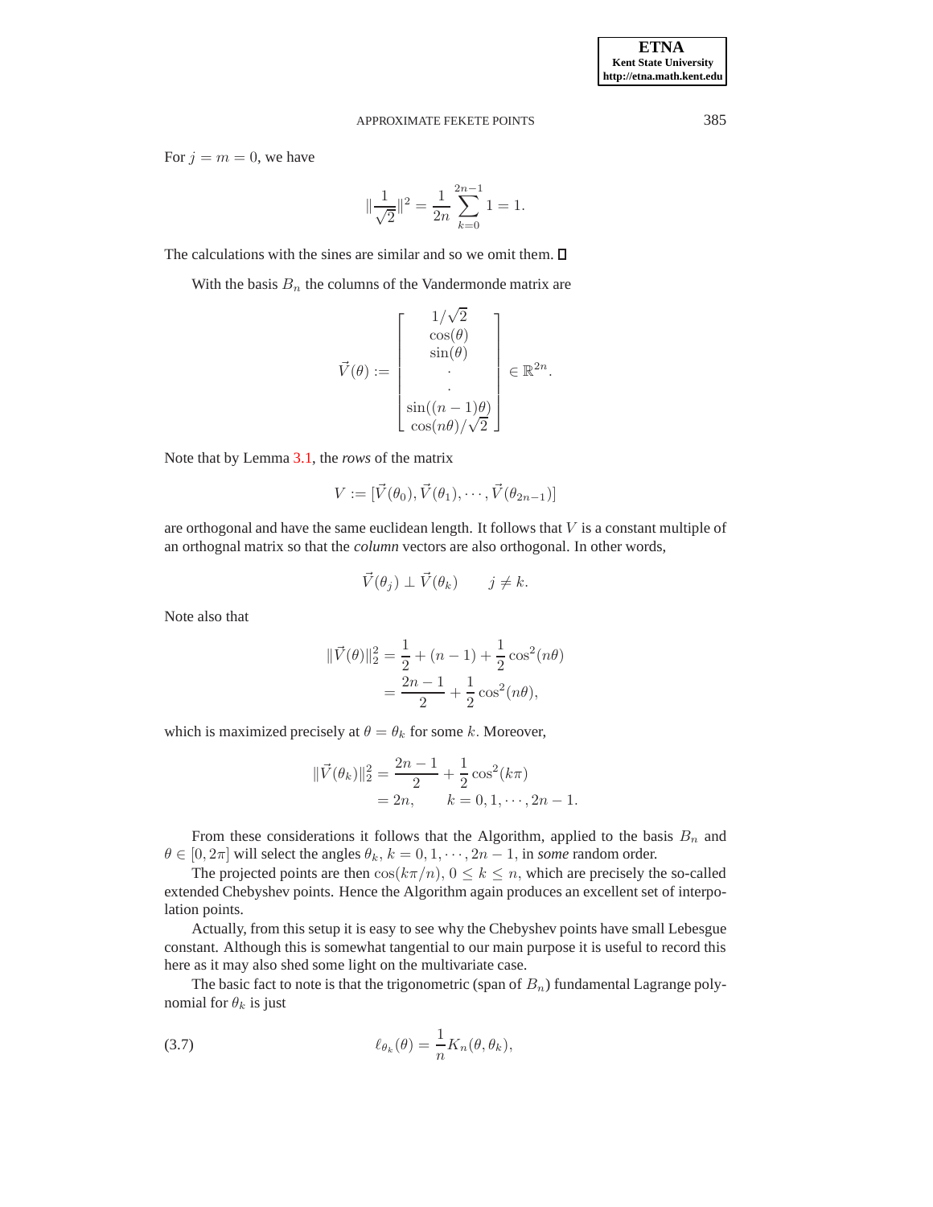For $j = m = 0$, we have

$$\|\frac{1}{\sqrt{2}}\|^2 = \frac{1}{2n}\sum_{k=0}^{2n-1} 1 = 1.$$

The calculations with the sines are similar and so we omit them. □

With the basis $B_n$ the columns of the Vandermonde matrix are

$$\vec{V}(\theta) := \begin{bmatrix} 1/\sqrt{2} \\ \cos(\theta) \\ \sin(\theta) \\ \cdot \\ \cdot \\ \sin((n-1)\theta) \\ \cos(n\theta)/\sqrt{2} \end{bmatrix} \in \mathbb{R}^{2n}.$$

Note that by Lemma 3.1, the *rows* of the matrix

$$V := [\vec{V}(\theta_0), \vec{V}(\theta_1), \cdots, \vec{V}(\theta_{2n-1})]$$

are orthogonal and have the same euclidean length. It follows that $V$ is a constant multiple of an orthognal matrix so that the *column* vectors are also orthogonal. In other words,

$$\vec{V}(\theta_j) \perp \vec{V}(\theta_k) \qquad j \neq k.$$

Note also that

$$\begin{aligned}\|\vec{V}(\theta)\|_2^2 &= \frac{1}{2} + (n-1) + \frac{1}{2}\cos^2(n\theta) \\ &= \frac{2n-1}{2} + \frac{1}{2}\cos^2(n\theta),\end{aligned}$$

which is maximized precisely at $\theta = \theta_k$ for some $k$. Moreover,

$$\begin{aligned}\|\vec{V}(\theta_k)\|_2^2 &= \frac{2n-1}{2} + \frac{1}{2}\cos^2(k\pi) \\ &= 2n, \qquad k = 0, 1, \cdots, 2n-1.\end{aligned}$$

From these considerations it follows that the Algorithm, applied to the basis $B_n$ and $\theta \in [0, 2\pi]$ will select the angles $\theta_k$, $k = 0, 1, \cdots, 2n-1$, in *some* random order.

The projected points are then $\cos(k\pi/n)$, $0 \le k \le n$, which are precisely the so-called extended Chebyshev points. Hence the Algorithm again produces an excellent set of interpolation points.

Actually, from this setup it is easy to see why the Chebyshev points have small Lebesgue constant. Although this is somewhat tangential to our main purpose it is useful to record this here as it may also shed some light on the multivariate case.

The basic fact to note is that the trigonometric (span of $B_n$) fundamental Lagrange polynomial for $\theta_k$ is just

$$\ell_{\theta_k}(\theta) = \frac{1}{n} K_n(\theta, \theta_k), \tag{3.7}$$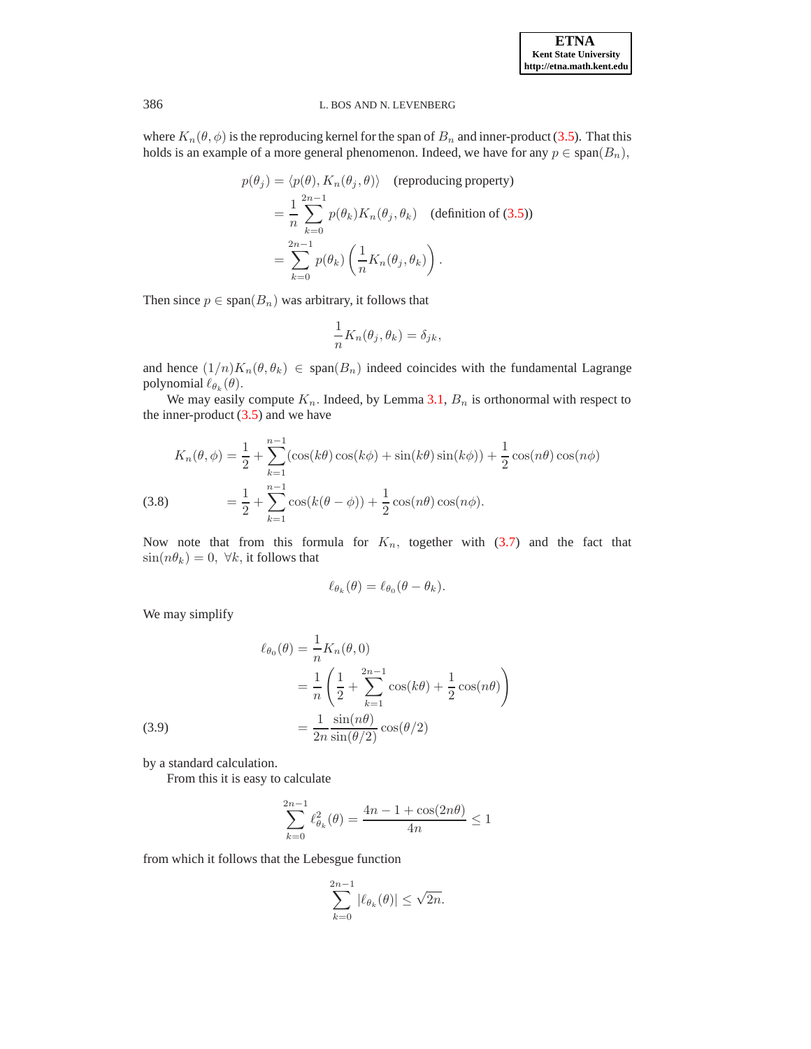where $K_n(\theta, \phi)$ is the reproducing kernel for the span of $B_n$ and inner-product (3.5). That this holds is an example of a more general phenomenon. Indeed, we have for any $p \in \text{span}(B_n)$,

$$
\begin{aligned}
p(\theta_j) &= \langle p(\theta), K_n(\theta_j, \theta)\rangle \quad \text{(reproducing property)} \\
&= \frac{1}{n}\sum_{k=0}^{2n-1} p(\theta_k) K_n(\theta_j, \theta_k) \quad \text{(definition of (3.5))} \\
&= \sum_{k=0}^{2n-1} p(\theta_k)\left(\frac{1}{n}K_n(\theta_j, \theta_k)\right).
\end{aligned}
$$

Then since $p \in \text{span}(B_n)$ was arbitrary, it follows that

$$
\frac{1}{n}K_n(\theta_j, \theta_k) = \delta_{jk},
$$

and hence $(1/n)K_n(\theta, \theta_k) \in \text{span}(B_n)$ indeed coincides with the fundamental Lagrange polynomial $\ell_{\theta_k}(\theta)$.

We may easily compute $K_n$. Indeed, by Lemma 3.1, $B_n$ is orthonormal with respect to the inner-product (3.5) and we have

$$
\begin{aligned}
K_n(\theta, \phi) &= \frac{1}{2} + \sum_{k=1}^{n-1}(\cos(k\theta)\cos(k\phi) + \sin(k\theta)\sin(k\phi)) + \frac{1}{2}\cos(n\theta)\cos(n\phi) \\
&= \frac{1}{2} + \sum_{k=1}^{n-1}\cos(k(\theta - \phi)) + \frac{1}{2}\cos(n\theta)\cos(n\phi). \qquad (3.8)
\end{aligned}
$$

Now note that from this formula for $K_n$, together with (3.7) and the fact that $\sin(n\theta_k) = 0,\ \forall k$, it follows that

$$
\ell_{\theta_k}(\theta) = \ell_{\theta_0}(\theta - \theta_k).
$$

We may simplify

$$
\begin{aligned}
\ell_{\theta_0}(\theta) &= \frac{1}{n}K_n(\theta, 0) \\
&= \frac{1}{n}\left(\frac{1}{2} + \sum_{k=1}^{2n-1}\cos(k\theta) + \frac{1}{2}\cos(n\theta)\right) \\
&= \frac{1}{2n}\frac{\sin(n\theta)}{\sin(\theta/2)}\cos(\theta/2) \qquad (3.9)
\end{aligned}
$$

by a standard calculation.

From this it is easy to calculate

$$
\sum_{k=0}^{2n-1} \ell_{\theta_k}^2(\theta) = \frac{4n - 1 + \cos(2n\theta)}{4n} \leq 1
$$

from which it follows that the Lebesgue function

$$
\sum_{k=0}^{2n-1} |\ell_{\theta_k}(\theta)| \leq \sqrt{2n}.
$$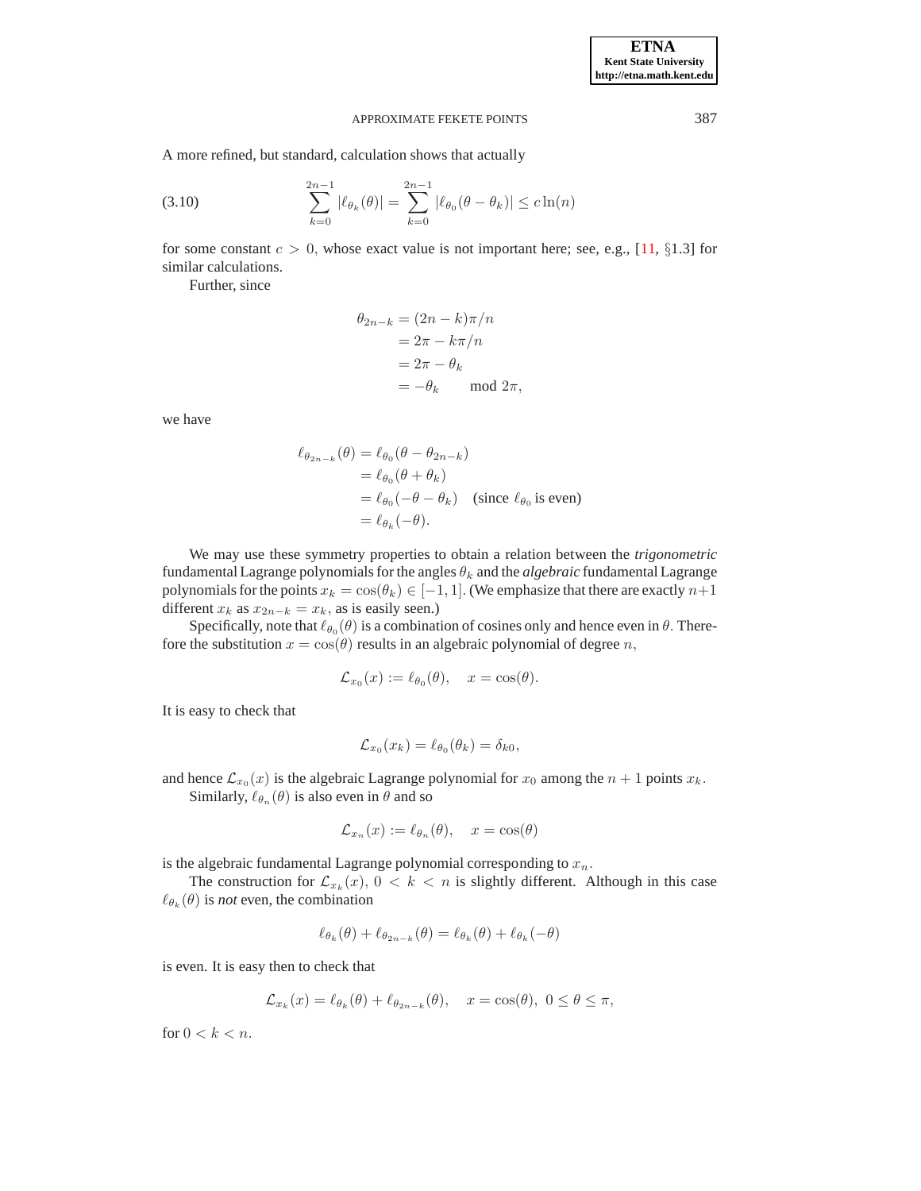A more refined, but standard, calculation shows that actually

$$\sum_{k=0}^{2n-1} |\ell_{\theta_k}(\theta)| = \sum_{k=0}^{2n-1} |\ell_{\theta_0}(\theta - \theta_k)| \leq c\ln(n) \tag{3.10}$$

for some constant $c > 0$, whose exact value is not important here; see, e.g., [11, §1.3] for similar calculations.

Further, since

$$\begin{aligned}
\theta_{2n-k} &= (2n-k)\pi/n \\
&= 2\pi - k\pi/n \\
&= 2\pi - \theta_k \\
&= -\theta_k \qquad \text{mod } 2\pi,
\end{aligned}$$

we have

$$\begin{aligned}
\ell_{\theta_{2n-k}}(\theta) &= \ell_{\theta_0}(\theta - \theta_{2n-k}) \\
&= \ell_{\theta_0}(\theta + \theta_k) \\
&= \ell_{\theta_0}(-\theta - \theta_k) \quad \text{(since } \ell_{\theta_0} \text{ is even)} \\
&= \ell_{\theta_k}(-\theta).
\end{aligned}$$

We may use these symmetry properties to obtain a relation between the *trigonometric* fundamental Lagrange polynomials for the angles $\theta_k$ and the *algebraic* fundamental Lagrange polynomials for the points $x_k = \cos(\theta_k) \in [-1, 1]$. (We emphasize that there are exactly $n+1$ different $x_k$ as $x_{2n-k} = x_k$, as is easily seen.)

Specifically, note that $\ell_{\theta_0}(\theta)$ is a combination of cosines only and hence even in $\theta$. Therefore the substitution $x = \cos(\theta)$ results in an algebraic polynomial of degree $n$,

$$\mathcal{L}_{x_0}(x) := \ell_{\theta_0}(\theta), \quad x = \cos(\theta).$$

It is easy to check that

$$\mathcal{L}_{x_0}(x_k) = \ell_{\theta_0}(\theta_k) = \delta_{k0},$$

and hence $\mathcal{L}_{x_0}(x)$ is the algebraic Lagrange polynomial for $x_0$ among the $n+1$ points $x_k$.

Similarly, $\ell_{\theta_n}(\theta)$ is also even in $\theta$ and so

$$\mathcal{L}_{x_n}(x) := \ell_{\theta_n}(\theta), \quad x = \cos(\theta)$$

is the algebraic fundamental Lagrange polynomial corresponding to $x_n$.

The construction for $\mathcal{L}_{x_k}(x)$, $0 < k < n$ is slightly different. Although in this case $\ell_{\theta_k}(\theta)$ is *not* even, the combination

$$\ell_{\theta_k}(\theta) + \ell_{\theta_{2n-k}}(\theta) = \ell_{\theta_k}(\theta) + \ell_{\theta_k}(-\theta)$$

is even. It is easy then to check that

$$\mathcal{L}_{x_k}(x) = \ell_{\theta_k}(\theta) + \ell_{\theta_{2n-k}}(\theta), \quad x = \cos(\theta),\ 0 \leq \theta \leq \pi,$$

for $0 < k < n$.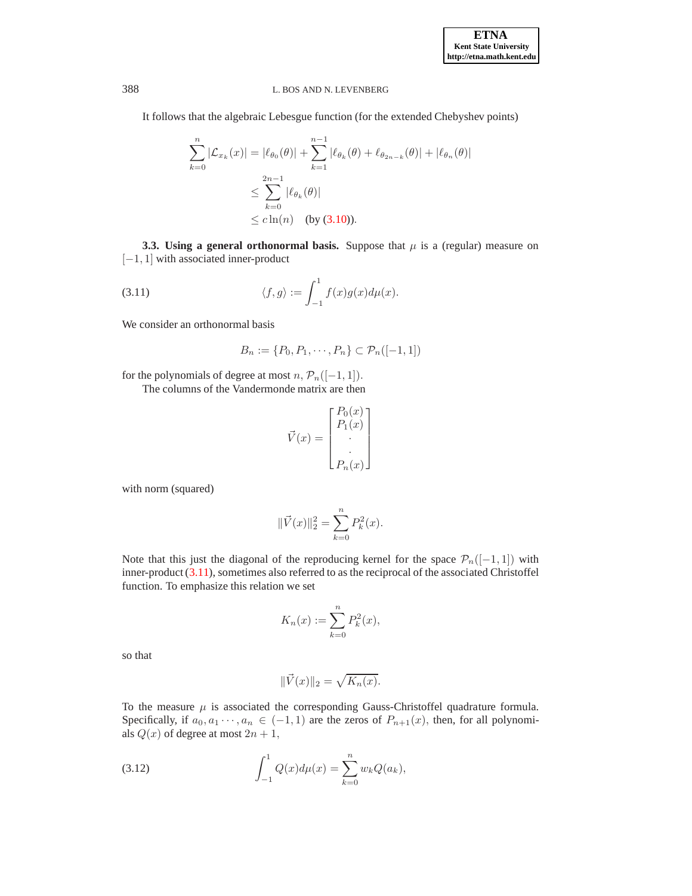It follows that the algebraic Lebesgue function (for the extended Chebyshev points)

$$
\begin{aligned}
\sum_{k=0}^{n} |\mathcal{L}_{x_k}(x)| &= |\ell_{\theta_0}(\theta)| + \sum_{k=1}^{n-1} |\ell_{\theta_k}(\theta) + \ell_{\theta_{2n-k}}(\theta)| + |\ell_{\theta_n}(\theta)| \\
&\le \sum_{k=0}^{2n-1} |\ell_{\theta_k}(\theta)| \\
&\le c\ln(n) \quad \text{(by (3.10))}.
\end{aligned}
$$

**3.3. Using a general orthonormal basis.** Suppose that $\mu$ is a (regular) measure on $[-1, 1]$ with associated inner-product

$$
\langle f, g\rangle := \int_{-1}^{1} f(x)g(x)d\mu(x). \tag{3.11}
$$

We consider an orthonormal basis

$$
B_n := \{P_0, P_1, \cdots, P_n\} \subset \mathcal{P}_n([-1, 1])
$$

for the polynomials of degree at most $n$, $\mathcal{P}_n([-1, 1])$.

The columns of the Vandermonde matrix are then

$$
\vec{V}(x) = \begin{bmatrix} P_0(x) \\ P_1(x) \\ \cdot \\ \cdot \\ P_n(x) \end{bmatrix}
$$

with norm (squared)

$$
\|\vec{V}(x)\|_2^2 = \sum_{k=0}^{n} P_k^2(x).
$$

Note that this just the diagonal of the reproducing kernel for the space $\mathcal{P}_n([-1, 1])$ with inner-product (3.11), sometimes also referred to as the reciprocal of the associated Christoffel function. To emphasize this relation we set

$$
K_n(x) := \sum_{k=0}^{n} P_k^2(x),
$$

so that

$$
\|\vec{V}(x)\|_2 = \sqrt{K_n(x)}.
$$

To the measure $\mu$ is associated the corresponding Gauss-Christoffel quadrature formula. Specifically, if $a_0, a_1 \cdots, a_n \in (-1, 1)$ are the zeros of $P_{n+1}(x)$, then, for all polynomials $Q(x)$ of degree at most $2n + 1$,

$$
\int_{-1}^{1} Q(x)d\mu(x) = \sum_{k=0}^{n} w_k Q(a_k), \tag{3.12}
$$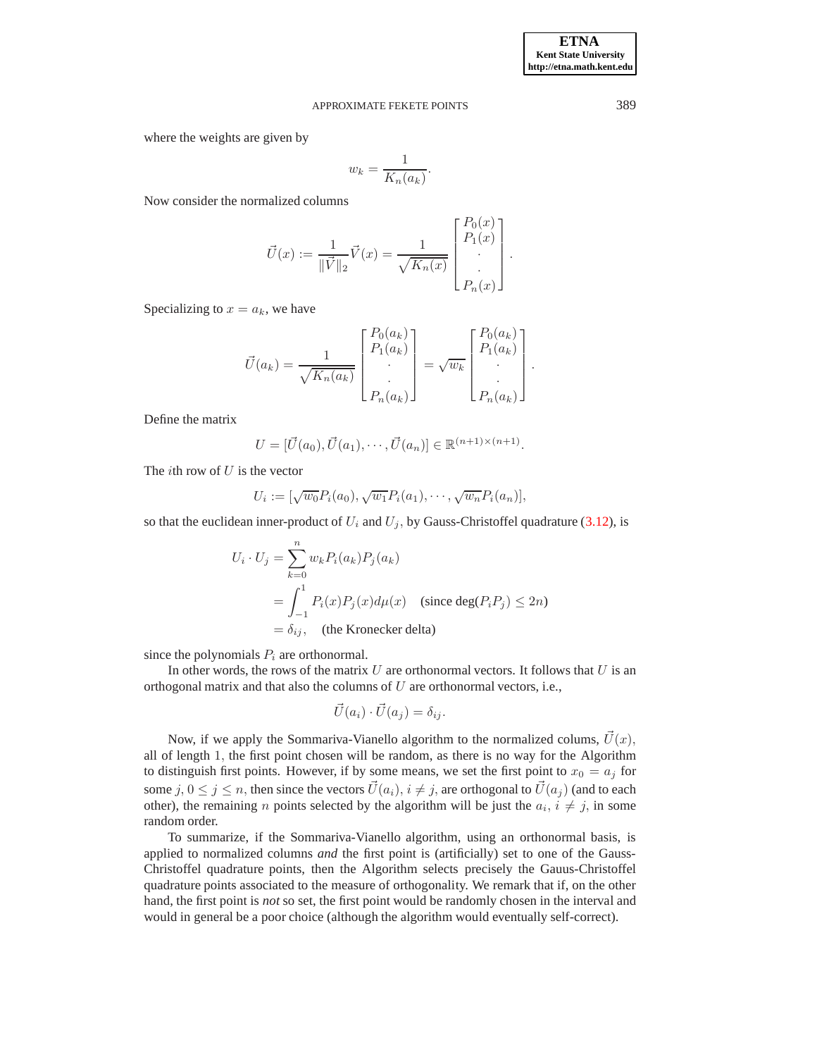where the weights are given by

$$w_k = \frac{1}{K_n(a_k)}.$$

Now consider the normalized columns

$$\vec{U}(x) := \frac{1}{\|\vec{V}\|_2}\vec{V}(x) = \frac{1}{\sqrt{K_n(x)}} \begin{bmatrix} P_0(x) \\ P_1(x) \\ \cdot \\ \cdot \\ P_n(x) \end{bmatrix}.$$

Specializing to $x = a_k$, we have

$$\vec{U}(a_k) = \frac{1}{\sqrt{K_n(a_k)}} \begin{bmatrix} P_0(a_k) \\ P_1(a_k) \\ \cdot \\ \cdot \\ P_n(a_k) \end{bmatrix} = \sqrt{w_k} \begin{bmatrix} P_0(a_k) \\ P_1(a_k) \\ \cdot \\ \cdot \\ P_n(a_k) \end{bmatrix}.$$

Define the matrix

$$U = [\vec{U}(a_0), \vec{U}(a_1), \cdots, \vec{U}(a_n)] \in \mathbb{R}^{(n+1)\times(n+1)}.$$

The $i$th row of $U$ is the vector

$$U_i := [\sqrt{w_0}P_i(a_0), \sqrt{w_1}P_i(a_1), \cdots, \sqrt{w_n}P_i(a_n)],$$

so that the euclidean inner-product of $U_i$ and $U_j$, by Gauss-Christoffel quadrature (3.12), is

$$\begin{aligned} U_i \cdot U_j &= \sum_{k=0}^{n} w_k P_i(a_k)P_j(a_k) \\ &= \int_{-1}^{1} P_i(x)P_j(x)d\mu(x) \quad \text{(since } \deg(P_iP_j) \le 2n) \\ &= \delta_{ij}, \quad \text{(the Kronecker delta)} \end{aligned}$$

since the polynomials $P_i$ are orthonormal.

In other words, the rows of the matrix $U$ are orthonormal vectors. It follows that $U$ is an orthogonal matrix and that also the columns of $U$ are orthonormal vectors, i.e.,

$$\vec{U}(a_i) \cdot \vec{U}(a_j) = \delta_{ij}.$$

Now, if we apply the Sommariva-Vianello algorithm to the normalized colums, $\vec{U}(x)$, all of length 1, the first point chosen will be random, as there is no way for the Algorithm to distinguish first points. However, if by some means, we set the first point to $x_0 = a_j$ for some $j$, $0 \le j \le n$, then since the vectors $\vec{U}(a_i)$, $i \ne j$, are orthogonal to $\vec{U}(a_j)$ (and to each other), the remaining $n$ points selected by the algorithm will be just the $a_i$, $i \ne j$, in some random order.

To summarize, if the Sommariva-Vianello algorithm, using an orthonormal basis, is applied to normalized columns *and* the first point is (artificially) set to one of the Gauss-Christoffel quadrature points, then the Algorithm selects precisely the Gauus-Christoffel quadrature points associated to the measure of orthogonality. We remark that if, on the other hand, the first point is *not* so set, the first point would be randomly chosen in the interval and would in general be a poor choice (although the algorithm would eventually self-correct).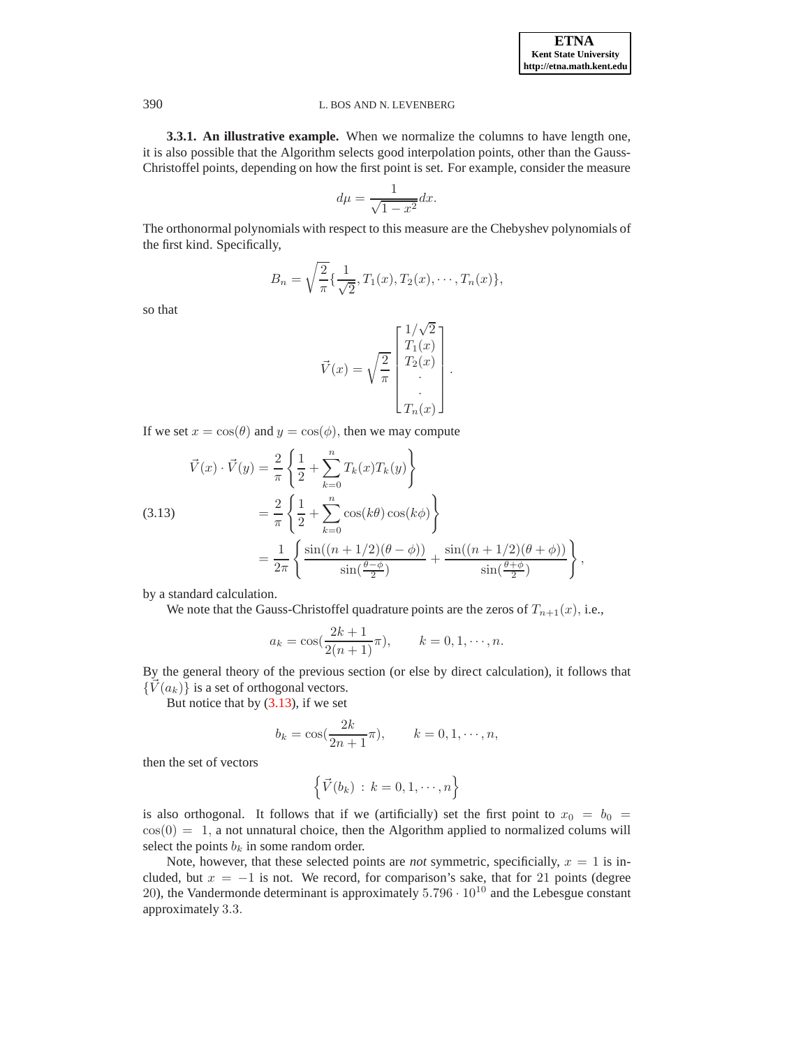**3.3.1. An illustrative example.** When we normalize the columns to have length one, it is also possible that the Algorithm selects good interpolation points, other than the Gauss-Christoffel points, depending on how the first point is set. For example, consider the measure

$$d\mu = \frac{1}{\sqrt{1-x^2}}dx.$$

The orthonormal polynomials with respect to this measure are the Chebyshev polynomials of the first kind. Specifically,

$$B_n = \sqrt{\frac{2}{\pi}}\{\frac{1}{\sqrt{2}}, T_1(x), T_2(x), \cdots, T_n(x)\},$$

so that

$$\vec{V}(x) = \sqrt{\frac{2}{\pi}}\begin{bmatrix} 1/\sqrt{2} \\ T_1(x) \\ T_2(x) \\ \cdot \\ \cdot \\ T_n(x) \end{bmatrix}.$$

If we set $x = \cos(\theta)$ and $y = \cos(\phi)$, then we may compute

$$\begin{aligned} \vec{V}(x)\cdot\vec{V}(y) &= \frac{2}{\pi}\left\{\frac{1}{2} + \sum_{k=0}^{n} T_k(x)T_k(y)\right\} \\ &= \frac{2}{\pi}\left\{\frac{1}{2} + \sum_{k=0}^{n} \cos(k\theta)\cos(k\phi)\right\} \\ &= \frac{1}{2\pi}\left\{\frac{\sin((n+1/2)(\theta-\phi))}{\sin(\frac{\theta-\phi}{2})} + \frac{\sin((n+1/2)(\theta+\phi))}{\sin(\frac{\theta+\phi}{2})}\right\}, \end{aligned} \tag{3.13}$$

by a standard calculation.

We note that the Gauss-Christoffel quadrature points are the zeros of $T_{n+1}(x)$, i.e.,

$$a_k = \cos(\frac{2k+1}{2(n+1)}\pi), \qquad k = 0, 1, \cdots, n.$$

By the general theory of the previous section (or else by direct calculation), it follows that $\{\vec{V}(a_k)\}$ is a set of orthogonal vectors.

But notice that by (3.13), if we set

$$b_k = \cos(\frac{2k}{2n+1}\pi), \qquad k = 0, 1, \cdots, n,$$

then the set of vectors

$$\left\{\vec{V}(b_k) \,:\, k = 0, 1, \cdots, n\right\}$$

is also orthogonal. It follows that if we (artificially) set the first point to $x_0 = b_0 = \cos(0) = 1$, a not unnatural choice, then the Algorithm applied to normalized colums will select the points $b_k$ in some random order.

Note, however, that these selected points are *not* symmetric, specificially, $x = 1$ is included, but $x = -1$ is not. We record, for comparison's sake, that for $21$ points (degree $20$), the Vandermonde determinant is approximately $5.796 \cdot 10^{10}$ and the Lebesgue constant approximately $3.3$.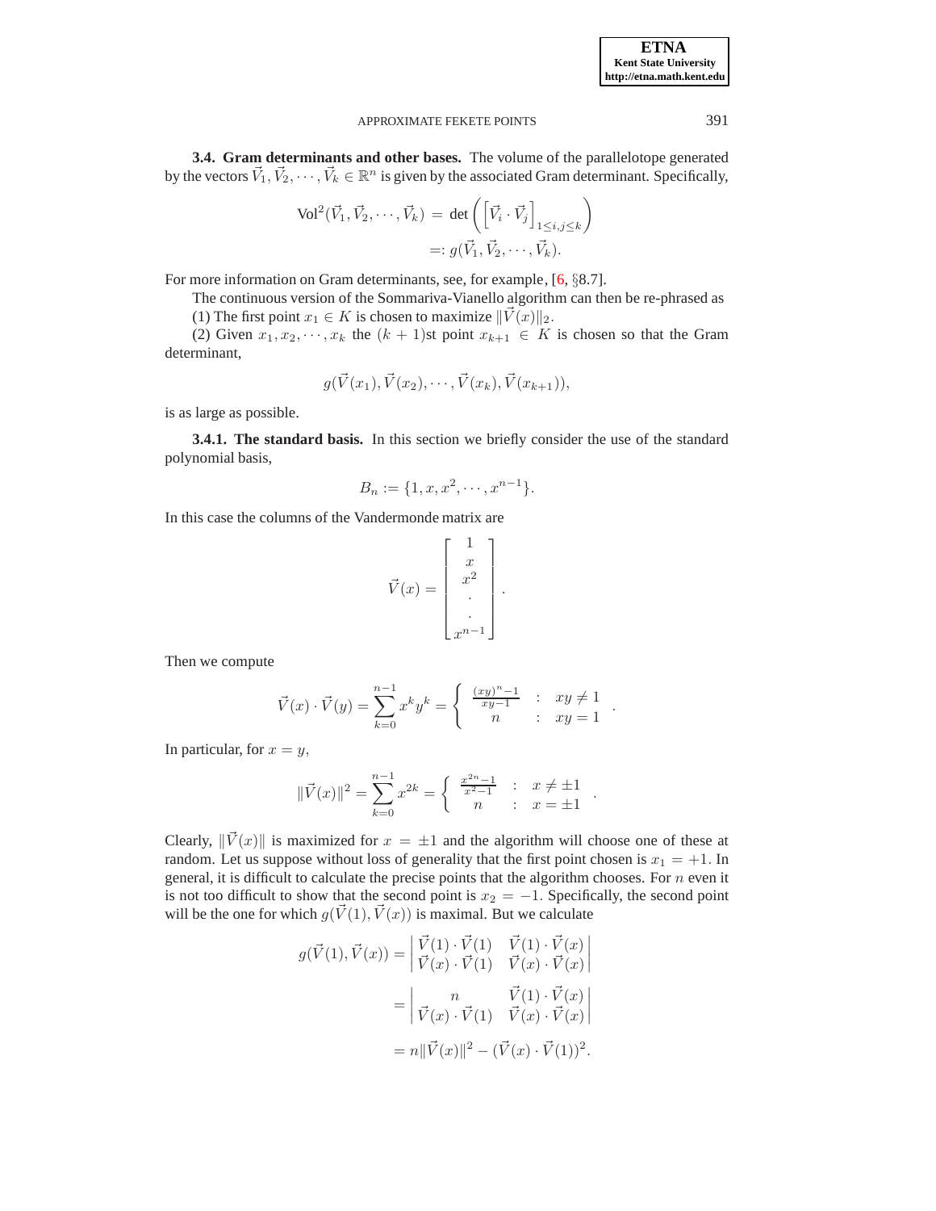**3.4. Gram determinants and other bases.** The volume of the parallelotope generated by the vectors $\vec{V}_1, \vec{V}_2, \cdots, \vec{V}_k \in \mathbb{R}^n$ is given by the associated Gram determinant. Specifically,

$$\begin{aligned} \text{Vol}^2(\vec{V}_1, \vec{V}_2, \cdots, \vec{V}_k) &= \det\left( \left[ \vec{V}_i \cdot \vec{V}_j \right]_{1 \le i,j \le k} \right) \\ &=: g(\vec{V}_1, \vec{V}_2, \cdots, \vec{V}_k). \end{aligned}$$

For more information on Gram determinants, see, for example, [6, §8.7].

The continuous version of the Sommariva-Vianello algorithm can then be re-phrased as

(1) The first point $x_1 \in K$ is chosen to maximize $\|\vec{V}(x)\|_2$.

(2) Given $x_1, x_2, \cdots, x_k$ the $(k+1)$st point $x_{k+1} \in K$ is chosen so that the Gram determinant,

$$g(\vec{V}(x_1), \vec{V}(x_2), \cdots, \vec{V}(x_k), \vec{V}(x_{k+1})),$$

is as large as possible.

**3.4.1. The standard basis.** In this section we briefly consider the use of the standard polynomial basis,

$$B_n := \{1, x, x^2, \cdots, x^{n-1}\}.$$

In this case the columns of the Vandermonde matrix are

$$\vec{V}(x) = \begin{bmatrix} 1 \\ x \\ x^2 \\ \cdot \\ \cdot \\ x^{n-1} \end{bmatrix}.$$

Then we compute

$$\vec{V}(x) \cdot \vec{V}(y) = \sum_{k=0}^{n-1} x^k y^k = \begin{cases} \frac{(xy)^n - 1}{xy - 1} & : \quad xy \neq 1 \\ n & : \quad xy = 1 \end{cases}.$$

In particular, for $x = y$,

$$\|\vec{V}(x)\|^2 = \sum_{k=0}^{n-1} x^{2k} = \begin{cases} \frac{x^{2n} - 1}{x^2 - 1} & : \quad x \neq \pm 1 \\ n & : \quad x = \pm 1 \end{cases}.$$

Clearly, $\|\vec{V}(x)\|$ is maximized for $x = \pm 1$ and the algorithm will choose one of these at random. Let us suppose without loss of generality that the first point chosen is $x_1 = +1$. In general, it is difficult to calculate the precise points that the algorithm chooses. For $n$ even it is not too difficult to show that the second point is $x_2 = -1$. Specifically, the second point will be the one for which $g(\vec{V}(1), \vec{V}(x))$ is maximal. But we calculate

$$\begin{aligned} g(\vec{V}(1), \vec{V}(x)) &= \begin{vmatrix} \vec{V}(1) \cdot \vec{V}(1) & \vec{V}(1) \cdot \vec{V}(x) \\ \vec{V}(x) \cdot \vec{V}(1) & \vec{V}(x) \cdot \vec{V}(x) \end{vmatrix} \\ &= \begin{vmatrix} n & \vec{V}(1) \cdot \vec{V}(x) \\ \vec{V}(x) \cdot \vec{V}(1) & \vec{V}(x) \cdot \vec{V}(x) \end{vmatrix} \\ &= n\|\vec{V}(x)\|^2 - (\vec{V}(x) \cdot \vec{V}(1))^2. \end{aligned}$$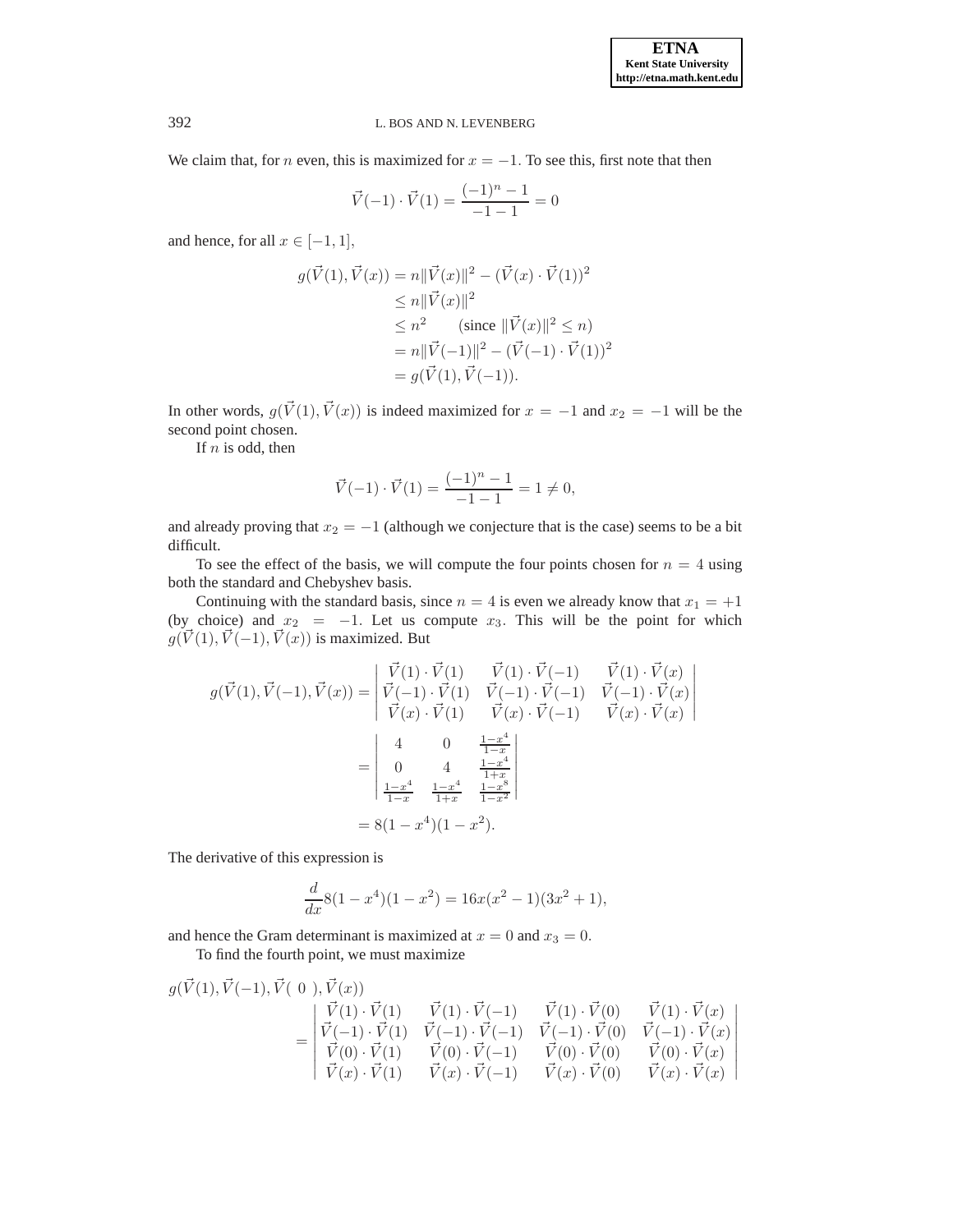We claim that, for $n$ even, this is maximized for $x = -1$. To see this, first note that then

$$\vec{V}(-1) \cdot \vec{V}(1) = \frac{(-1)^n - 1}{-1 - 1} = 0$$

and hence, for all $x \in [-1, 1]$,

$$\begin{aligned} g(\vec{V}(1), \vec{V}(x)) &= n\|\vec{V}(x)\|^2 - (\vec{V}(x) \cdot \vec{V}(1))^2 \\ &\leq n\|\vec{V}(x)\|^2 \\ &\leq n^2 \qquad (\text{since } \|\vec{V}(x)\|^2 \leq n) \\ &= n\|\vec{V}(-1)\|^2 - (\vec{V}(-1) \cdot \vec{V}(1))^2 \\ &= g(\vec{V}(1), \vec{V}(-1)). \end{aligned}$$

In other words, $g(\vec{V}(1), \vec{V}(x))$ is indeed maximized for $x = -1$ and $x_2 = -1$ will be the second point chosen.

If $n$ is odd, then

$$\vec{V}(-1) \cdot \vec{V}(1) = \frac{(-1)^n - 1}{-1 - 1} = 1 \neq 0,$$

and already proving that $x_2 = -1$ (although we conjecture that is the case) seems to be a bit difficult.

To see the effect of the basis, we will compute the four points chosen for $n = 4$ using both the standard and Chebyshev basis.

Continuing with the standard basis, since $n = 4$ is even we already know that $x_1 = +1$ (by choice) and $x_2 = -1$. Let us compute $x_3$. This will be the point for which $g(\vec{V}(1), \vec{V}(-1), \vec{V}(x))$ is maximized. But

$$\begin{aligned} g(\vec{V}(1), \vec{V}(-1), \vec{V}(x)) &= \begin{vmatrix} \vec{V}(1) \cdot \vec{V}(1) & \vec{V}(1) \cdot \vec{V}(-1) & \vec{V}(1) \cdot \vec{V}(x) \\ \vec{V}(-1) \cdot \vec{V}(1) & \vec{V}(-1) \cdot \vec{V}(-1) & \vec{V}(-1) \cdot \vec{V}(x) \\ \vec{V}(x) \cdot \vec{V}(1) & \vec{V}(x) \cdot \vec{V}(-1) & \vec{V}(x) \cdot \vec{V}(x) \end{vmatrix} \\ &= \begin{vmatrix} 4 & 0 & \frac{1-x^4}{1-x} \\ 0 & 4 & \frac{1-x^4}{1+x} \\ \frac{1-x^4}{1-x} & \frac{1-x^4}{1+x} & \frac{1-x^8}{1-x^2} \end{vmatrix} \\ &= 8(1 - x^4)(1 - x^2). \end{aligned}$$

The derivative of this expression is

$$\frac{d}{dx} 8(1 - x^4)(1 - x^2) = 16x(x^2 - 1)(3x^2 + 1),$$

and hence the Gram determinant is maximized at $x = 0$ and $x_3 = 0$.

To find the fourth point, we must maximize

$$g(\vec{V}(1), \vec{V}(-1), \vec{V}(\ 0\ ), \vec{V}(x)) = \begin{vmatrix} \vec{V}(1) \cdot \vec{V}(1) & \vec{V}(1) \cdot \vec{V}(-1) & \vec{V}(1) \cdot \vec{V}(0) & \vec{V}(1) \cdot \vec{V}(x) \\ \vec{V}(-1) \cdot \vec{V}(1) & \vec{V}(-1) \cdot \vec{V}(-1) & \vec{V}(-1) \cdot \vec{V}(0) & \vec{V}(-1) \cdot \vec{V}(x) \\ \vec{V}(0) \cdot \vec{V}(1) & \vec{V}(0) \cdot \vec{V}(-1) & \vec{V}(0) \cdot \vec{V}(0) & \vec{V}(0) \cdot \vec{V}(x) \\ \vec{V}(x) \cdot \vec{V}(1) & \vec{V}(x) \cdot \vec{V}(-1) & \vec{V}(x) \cdot \vec{V}(0) & \vec{V}(x) \cdot \vec{V}(x) \end{vmatrix}$$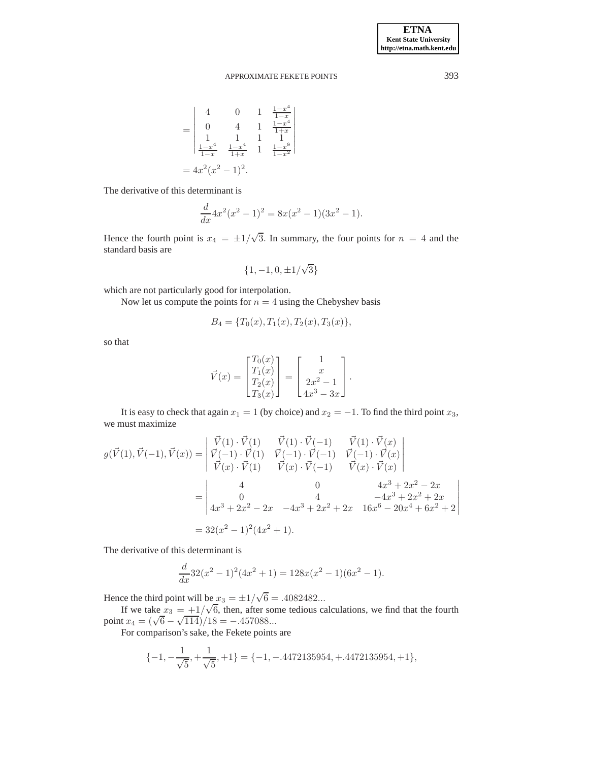$$
= \begin{vmatrix} 4 & 0 & 1 & \frac{1-x^4}{1-x} \\ 0 & 4 & 1 & \frac{1-x^4}{1+x} \\ 1 & 1 & 1 & 1 \\ \frac{1-x^4}{1-x} & \frac{1-x^4}{1+x} & 1 & \frac{1-x^8}{1-x^2} \end{vmatrix}
$$

$$
= 4x^2(x^2-1)^2.
$$

The derivative of this determinant is

$$
\frac{d}{dx} 4x^2(x^2-1)^2 = 8x(x^2-1)(3x^2-1).
$$

Hence the fourth point is $x_4 = \pm 1/\sqrt{3}$. In summary, the four points for $n = 4$ and the standard basis are

$$
\{1, -1, 0, \pm 1/\sqrt{3}\}
$$

which are not particularly good for interpolation.

Now let us compute the points for $n = 4$ using the Chebyshev basis

$$
B_4 = \{T_0(x), T_1(x), T_2(x), T_3(x)\},
$$

so that

$$
\vec{V}(x) = \begin{bmatrix} T_0(x) \\ T_1(x) \\ T_2(x) \\ T_3(x) \end{bmatrix} = \begin{bmatrix} 1 \\ x \\ 2x^2-1 \\ 4x^3-3x \end{bmatrix}.
$$

It is easy to check that again $x_1 = 1$ (by choice) and $x_2 = -1$. To find the third point $x_3$, we must maximize

$$
g(\vec{V}(1), \vec{V}(-1), \vec{V}(x)) = \begin{vmatrix} \vec{V}(1) \cdot \vec{V}(1) & \vec{V}(1) \cdot \vec{V}(-1) & \vec{V}(1) \cdot \vec{V}(x) \\ \vec{V}(-1) \cdot \vec{V}(1) & \vec{V}(-1) \cdot \vec{V}(-1) & \vec{V}(-1) \cdot \vec{V}(x) \\ \vec{V}(x) \cdot \vec{V}(1) & \vec{V}(x) \cdot \vec{V}(-1) & \vec{V}(x) \cdot \vec{V}(x) \end{vmatrix}
$$

$$
= \begin{vmatrix} 4 & 0 & 4x^3+2x^2-2x \\ 0 & 4 & -4x^3+2x^2+2x \\ 4x^3+2x^2-2x & -4x^3+2x^2+2x & 16x^6-20x^4+6x^2+2 \end{vmatrix}
$$

$$
= 32(x^2-1)^2(4x^2+1).
$$

The derivative of this determinant is

$$
\frac{d}{dx} 32(x^2-1)^2(4x^2+1) = 128x(x^2-1)(6x^2-1).
$$

Hence the third point will be $x_3 = \pm 1/\sqrt{6} = .4082482...$

If we take $x_3 = +1/\sqrt{6}$, then, after some tedious calculations, we find that the fourth point $x_4 = (\sqrt{6} - \sqrt{114})/18 = -.457088...$

For comparison's sake, the Fekete points are

$$
\{-1, -\frac{1}{\sqrt{5}}, +\frac{1}{\sqrt{5}}, +1\} = \{-1, -.4472135954, +.4472135954, +1\},
$$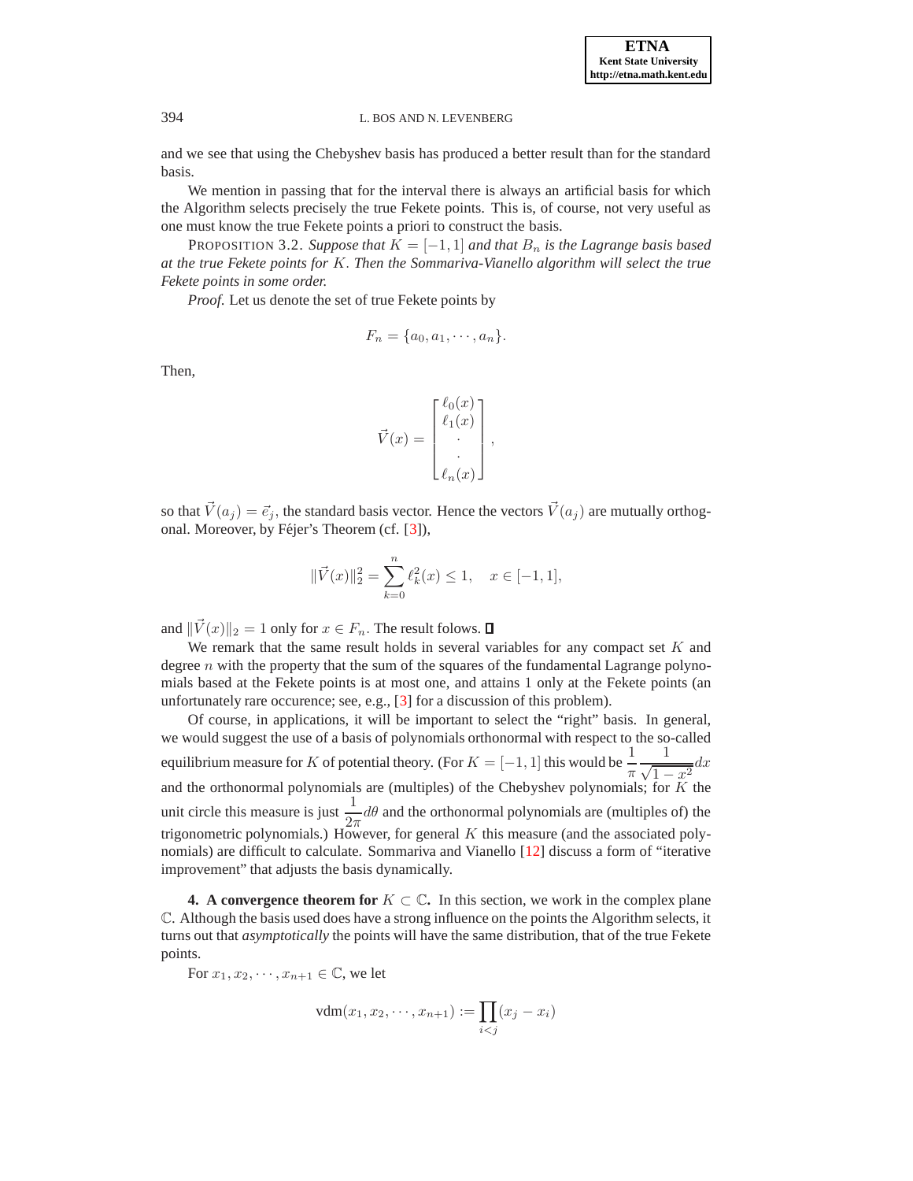and we see that using the Chebyshev basis has produced a better result than for the standard basis.

We mention in passing that for the interval there is always an artificial basis for which the Algorithm selects precisely the true Fekete points. This is, of course, not very useful as one must know the true Fekete points a priori to construct the basis.

PROPOSITION 3.2. *Suppose that $K = [-1,1]$ and that $B_n$ is the Lagrange basis based at the true Fekete points for $K$. Then the Sommariva-Vianello algorithm will select the true Fekete points in some order.*

*Proof.* Let us denote the set of true Fekete points by

$$F_n = \{a_0, a_1, \cdots, a_n\}.$$

Then,

$$\vec{V}(x) = \begin{bmatrix} \ell_0(x) \\ \ell_1(x) \\ \cdot \\ \cdot \\ \ell_n(x) \end{bmatrix},$$

so that $\vec{V}(a_j) = \vec{e}_j$, the standard basis vector. Hence the vectors $\vec{V}(a_j)$ are mutually orthogonal. Moreover, by Féjer's Theorem (cf. [3]),

$$\|\vec{V}(x)\|_2^2 = \sum_{k=0}^{n} \ell_k^2(x) \le 1, \quad x \in [-1,1],$$

and $\|\vec{V}(x)\|_2 = 1$ only for $x \in F_n$. The result folows. ∎

We remark that the same result holds in several variables for any compact set $K$ and degree $n$ with the property that the sum of the squares of the fundamental Lagrange polynomials based at the Fekete points is at most one, and attains 1 only at the Fekete points (an unfortunately rare occurence; see, e.g., [3] for a discussion of this problem).

Of course, in applications, it will be important to select the "right" basis. In general, we would suggest the use of a basis of polynomials orthonormal with respect to the so-called equilibrium measure for $K$ of potential theory. (For $K = [-1,1]$ this would be $\dfrac{1}{\pi}\dfrac{1}{\sqrt{1-x^2}}dx$ and the orthonormal polynomials are (multiples) of the Chebyshev polynomials; for $K$ the unit circle this measure is just $\dfrac{1}{2\pi}d\theta$ and the orthonormal polynomials are (multiples of) the trigonometric polynomials.) However, for general $K$ this measure (and the associated polynomials) are difficult to calculate. Sommariva and Vianello [12] discuss a form of "iterative improvement" that adjusts the basis dynamically.

## 4. A convergence theorem for $K \subset \mathbb{C}$.

In this section, we work in the complex plane $\mathbb{C}$. Although the basis used does have a strong influence on the points the Algorithm selects, it turns out that *asymptotically* the points will have the same distribution, that of the true Fekete points.

For $x_1, x_2, \cdots, x_{n+1} \in \mathbb{C}$, we let

$$\mathrm{vdm}(x_1, x_2, \cdots, x_{n+1}) := \prod_{i<j}(x_j - x_i)$$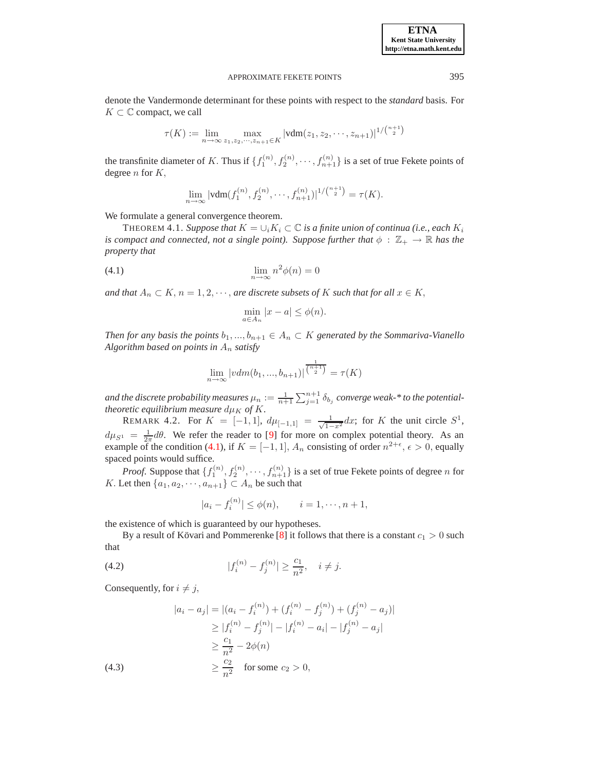denote the Vandermonde determinant for these points with respect to the *standard* basis. For $K \subset \mathbb{C}$ compact, we call

$$\tau(K) := \lim_{n\to\infty} \max_{z_1,z_2,\cdots,z_{n+1}\in K} |\text{vdm}(z_1, z_2, \cdots, z_{n+1})|^{1/\binom{n+1}{2}}$$

the transfinite diameter of $K$. Thus if $\{f_1^{(n)}, f_2^{(n)}, \cdots, f_{n+1}^{(n)}\}$ is a set of true Fekete points of degree $n$ for $K$,

$$\lim_{n\to\infty} |\text{vdm}(f_1^{(n)}, f_2^{(n)}, \cdots, f_{n+1}^{(n)})|^{1/\binom{n+1}{2}} = \tau(K).$$

We formulate a general convergence theorem.

THEOREM 4.1. *Suppose that $K = \cup_i K_i \subset \mathbb{C}$ is a finite union of continua (i.e., each $K_i$ is compact and connected, not a single point). Suppose further that $\phi : \mathbb{Z}_+ \to \mathbb{R}$ has the property that*

$$\lim_{n\to\infty} n^2\phi(n) = 0 \tag{4.1}$$

*and that $A_n \subset K$, $n = 1, 2, \cdots$, are discrete subsets of $K$ such that for all $x \in K$,*

$$\min_{a\in A_n} |x - a| \leq \phi(n).$$

*Then for any basis the points $b_1, ..., b_{n+1} \in A_n \subset K$ generated by the Sommariva-Vianello Algorithm based on points in $A_n$ satisfy*

$$\lim_{n\to\infty} |vdm(b_1, ..., b_{n+1})|^{\frac{1}{\binom{n+1}{2}}} = \tau(K)$$

*and the discrete probability measures $\mu_n := \frac{1}{n+1}\sum_{j=1}^{n+1} \delta_{b_j}$ converge weak-\* to the potential-theoretic equilibrium measure $d\mu_K$ of $K$.*

REMARK 4.2. For $K = [-1, 1]$, $d\mu_{[-1,1]} = \frac{1}{\sqrt{1-x^2}}dx$; for $K$ the unit circle $S^1$, $d\mu_{S^1} = \frac{1}{2\pi}d\theta$. We refer the reader to [9] for more on complex potential theory. As an example of the condition (4.1), if $K = [-1, 1]$, $A_n$ consisting of order $n^{2+\epsilon}$, $\epsilon > 0$, equally spaced points would suffice.

*Proof.* Suppose that $\{f_1^{(n)}, f_2^{(n)}, \cdots, f_{n+1}^{(n)}\}$ is a set of true Fekete points of degree $n$ for $K$. Let then $\{a_1, a_2, \cdots, a_{n+1}\} \subset A_n$ be such that

$$|a_i - f_i^{(n)}| \leq \phi(n), \qquad i = 1, \cdots, n + 1,$$

the existence of which is guaranteed by our hypotheses.

By a result of Növari and Pommerenke [8] it follows that there is a constant $c_1 > 0$ such that

$$|f_i^{(n)} - f_j^{(n)}| \geq \frac{c_1}{n^2}, \quad i \neq j. \tag{4.2}$$

Consequently, for $i \neq j$,

$$\begin{aligned}
|a_i - a_j| &= |(a_i - f_i^{(n)}) + (f_i^{(n)} - f_j^{(n)}) + (f_j^{(n)} - a_j)| \\
&\geq |f_i^{(n)} - f_j^{(n)}| - |f_i^{(n)} - a_i| - |f_j^{(n)} - a_j| \\
&\geq \frac{c_1}{n^2} - 2\phi(n) \\
&\geq \frac{c_2}{n^2} \quad \text{for some } c_2 > 0,
\end{aligned} \tag{4.3}$$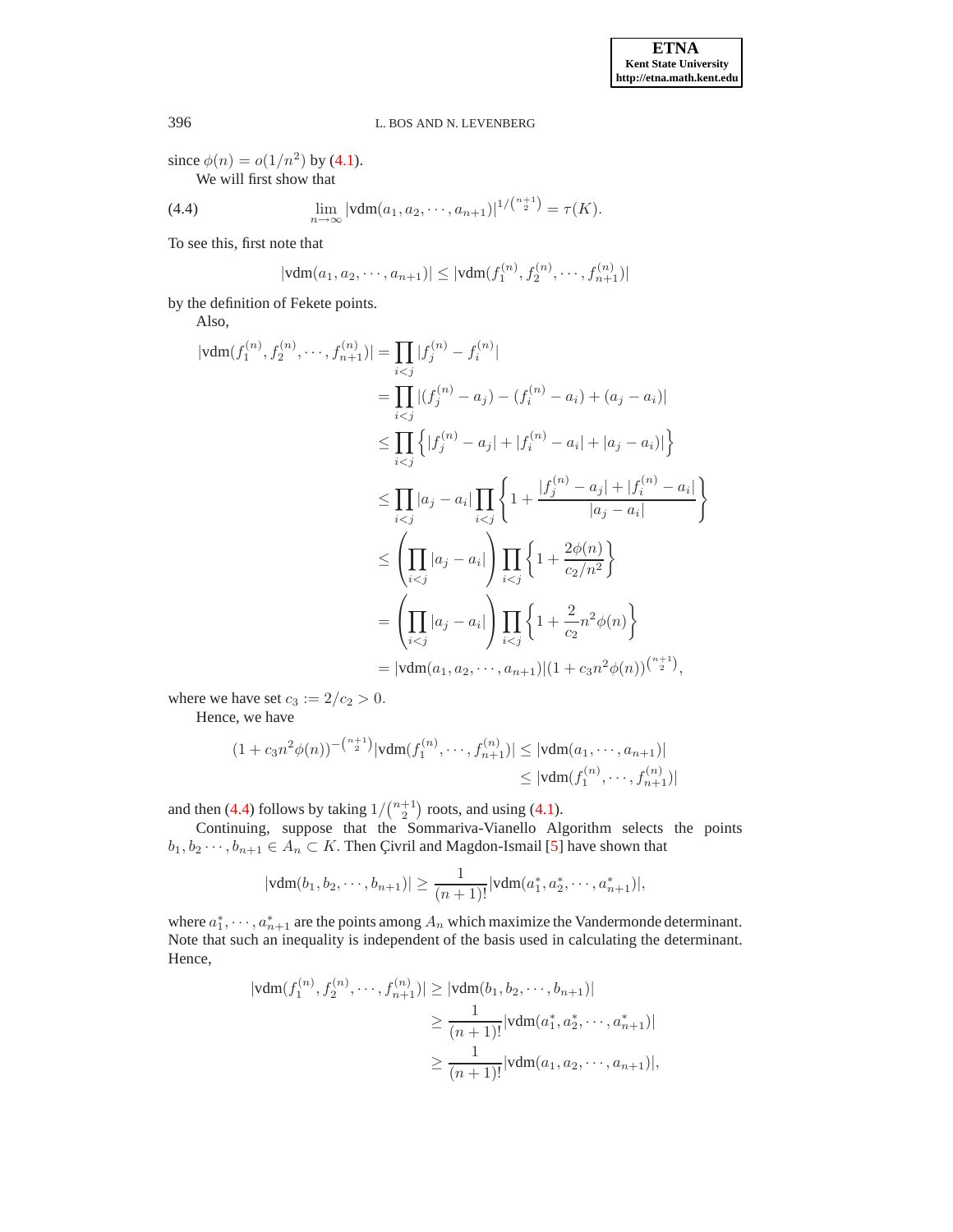since $\phi(n) = o(1/n^2)$ by (4.1).

We will first show that

$$\lim_{n\to\infty} |\text{vdm}(a_1, a_2, \cdots, a_{n+1})|^{1/\binom{n+1}{2}} = \tau(K). \tag{4.4}$$

To see this, first note that

$$|\text{vdm}(a_1, a_2, \cdots, a_{n+1})| \le |\text{vdm}(f_1^{(n)}, f_2^{(n)}, \cdots, f_{n+1}^{(n)})|$$

by the definition of Fekete points.

Also,

$$\begin{aligned}
|\text{vdm}(f_1^{(n)}, f_2^{(n)}, \cdots, f_{n+1}^{(n)})| &= \prod_{i<j} |f_j^{(n)} - f_i^{(n)}| \\
&= \prod_{i<j} |(f_j^{(n)} - a_j) - (f_i^{(n)} - a_i) + (a_j - a_i)| \\
&\le \prod_{i<j} \left\{ |f_j^{(n)} - a_j| + |f_i^{(n)} - a_i| + |a_j - a_i| \right\} \\
&\le \prod_{i<j} |a_j - a_i| \prod_{i<j} \left\{ 1 + \frac{|f_j^{(n)} - a_j| + |f_i^{(n)} - a_i|}{|a_j - a_i|} \right\} \\
&\le \left( \prod_{i<j} |a_j - a_i| \right) \prod_{i<j} \left\{ 1 + \frac{2\phi(n)}{c_2/n^2} \right\} \\
&= \left( \prod_{i<j} |a_j - a_i| \right) \prod_{i<j} \left\{ 1 + \frac{2}{c_2} n^2 \phi(n) \right\} \\
&= |\text{vdm}(a_1, a_2, \cdots, a_{n+1})| (1 + c_3 n^2 \phi(n))^{\binom{n+1}{2}},
\end{aligned}$$

where we have set $c_3 := 2/c_2 > 0$.

Hence, we have

$$\begin{aligned}
(1 + c_3 n^2 \phi(n))^{-\binom{n+1}{2}} |\text{vdm}(f_1^{(n)}, \cdots, f_{n+1}^{(n)})| &\le |\text{vdm}(a_1, \cdots, a_{n+1})| \\
&\le |\text{vdm}(f_1^{(n)}, \cdots, f_{n+1}^{(n)})|
\end{aligned}$$

and then (4.4) follows by taking $1/\binom{n+1}{2}$ roots, and using (4.1).

Continuing, suppose that the Sommariva-Vianello Algorithm selects the points $b_1, b_2 \cdots, b_{n+1} \in A_n \subset K$. Then Çivril and Magdon-Ismail [5] have shown that

$$|\text{vdm}(b_1, b_2, \cdots, b_{n+1})| \ge \frac{1}{(n+1)!} |\text{vdm}(a_1^*, a_2^*, \cdots, a_{n+1}^*)|,$$

where $a_1^*, \cdots, a_{n+1}^*$ are the points among $A_n$ which maximize the Vandermonde determinant. Note that such an inequality is independent of the basis used in calculating the determinant. Hence,

$$\begin{aligned}
|\text{vdm}(f_1^{(n)}, f_2^{(n)}, \cdots, f_{n+1}^{(n)})| &\ge |\text{vdm}(b_1, b_2, \cdots, b_{n+1})| \\
&\ge \frac{1}{(n+1)!} |\text{vdm}(a_1^*, a_2^*, \cdots, a_{n+1}^*)| \\
&\ge \frac{1}{(n+1)!} |\text{vdm}(a_1, a_2, \cdots, a_{n+1})|,
\end{aligned}$$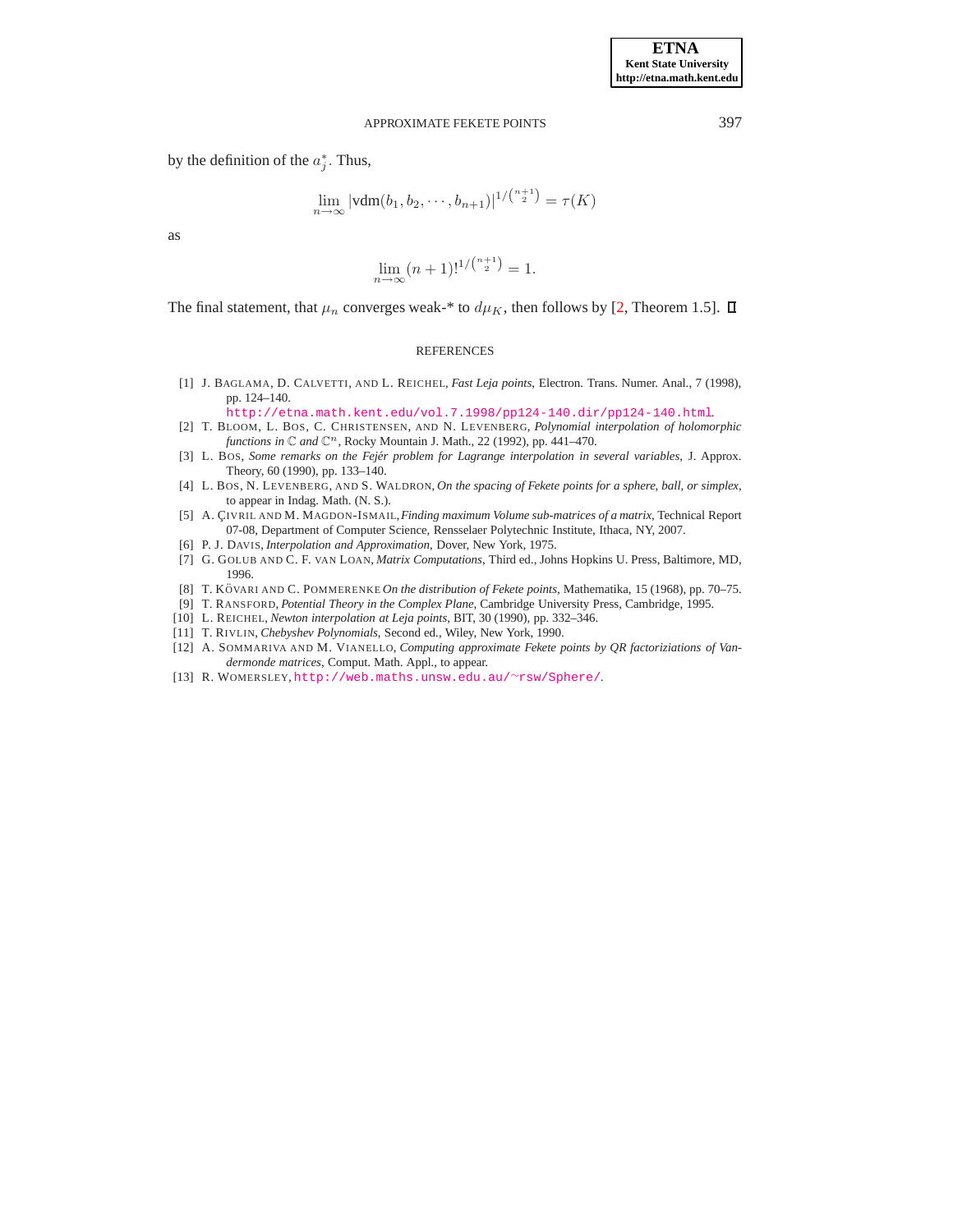by the definition of the $a_j^*$. Thus,

$$\lim_{n\to\infty} |\mathrm{vdm}(b_1, b_2, \cdots, b_{n+1})|^{1/\binom{n+1}{2}} = \tau(K)$$

as

$$\lim_{n\to\infty} (n+1)!^{1/\binom{n+1}{2}} = 1.$$

The final statement, that $\mu_n$ converges weak-* to $d\mu_K$, then follows by [2, Theorem 1.5]. ∎

## REFERENCES

[1] J. Baglama, D. Calvetti, and L. Reichel, *Fast Leja points*, Electron. Trans. Numer. Anal., 7 (1998), pp. 124–140. http://etna.math.kent.edu/vol.7.1998/pp124-140.dir/pp124-140.html.

[2] T. Bloom, L. Bos, C. Christensen, and N. Levenberg, *Polynomial interpolation of holomorphic functions in $\mathbb{C}$ and $\mathbb{C}^n$*, Rocky Mountain J. Math., 22 (1992), pp. 441–470.

[3] L. Bos, *Some remarks on the Fejér problem for Lagrange interpolation in several variables*, J. Approx. Theory, 60 (1990), pp. 133–140.

[4] L. Bos, N. Levenberg, and S. Waldron, *On the spacing of Fekete points for a sphere, ball, or simplex*, to appear in Indag. Math. (N. S.).

[5] A. Çivril and M. Magdon-Ismail, *Finding maximum Volume sub-matrices of a matrix*, Technical Report 07-08, Department of Computer Science, Rensselaer Polytechnic Institute, Ithaca, NY, 2007.

[6] P. J. Davis, *Interpolation and Approximation*, Dover, New York, 1975.

[7] G. Golub and C. F. van Loan, *Matrix Computations*, Third ed., Johns Hopkins U. Press, Baltimore, MD, 1996.

[8] T. Kövari and C. Pommerenke *On the distribution of Fekete points*, Mathematika, 15 (1968), pp. 70–75.

[9] T. Ransford, *Potential Theory in the Complex Plane*, Cambridge University Press, Cambridge, 1995.

[10] L. Reichel, *Newton interpolation at Leja points*, BIT, 30 (1990), pp. 332–346.

[11] T. Rivlin, *Chebyshev Polynomials*, Second ed., Wiley, New York, 1990.

[12] A. Sommariva and M. Vianello, *Computing approximate Fekete points by QR factoriziations of Vandermonde matrices*, Comput. Math. Appl., to appear.

[13] R. Womersley, http://web.maths.unsw.edu.au/~rsw/Sphere/.